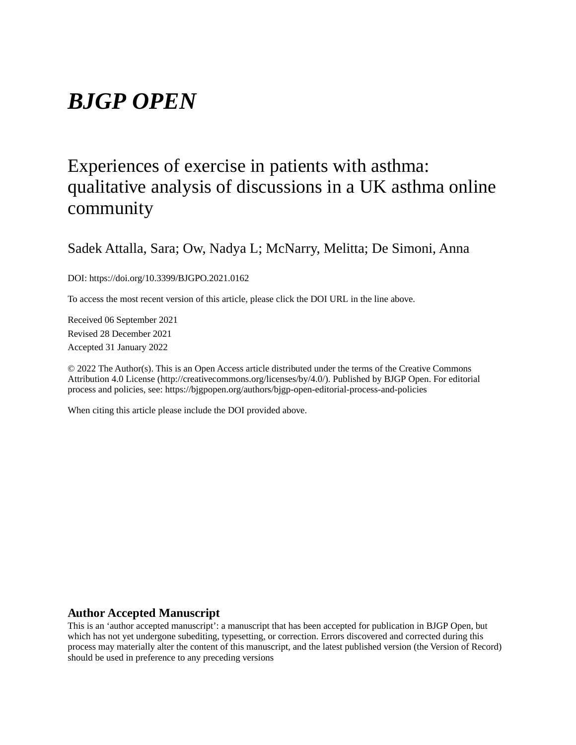# *BJGP OPEN*

## Experiences of exercise in patients with asthma: qualitative analysis of discussions in a UK asthma online community

Sadek Attalla, Sara; Ow, Nadya L; McNarry, Melitta; De Simoni, Anna

DOI: https://doi.org/10.3399/BJGPO.2021.0162

To access the most recent version of this article, please click the DOI URL in the line above.

Received 06 September 2021

Revised 28 December 2021

Accepted 31 January 2022

© 2022 The Author(s). This is an Open Access article distributed under the terms of the Creative Commons Attribution 4.0 License (http://creativecommons.org/licenses/by/4.0/). Published by BJGP Open. For editorial process and policies, see: https://bjgpopen.org/authors/bjgp-open-editorial-process-and-policies

When citing this article please include the DOI provided above.

### Author Accepted Manuscript

This is an 'author accepted manuscript': a manuscript that has been accepted for publication in BJGP Open, but which has not yet undergone subediting, typesetting, or correction. Errors discovered and corrected during this process may materially alter the content of this manuscript, and the latest published version (the Version of Record) should be used in preference to any preceding versions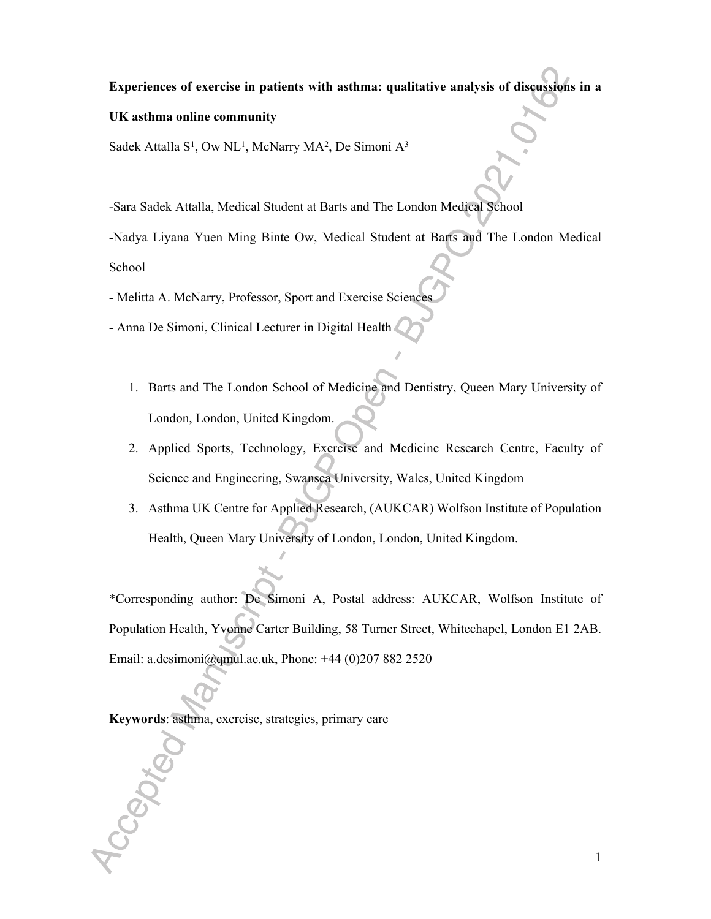**Experiences of exercise in patients with asthma: qualitative analysis of discussions in a UK asthma online community**

Sadek Attalla S[1], Ow NL[1], McNarry MA[2], De Simoni A[3]

-Sara Sadek Attalla, Medical Student at Barts and The London Medical School

-Nadya Liyana Yuen Ming Binte Ow, Medical Student at Barts and The London Medical School

- Melitta A. McNarry, Professor, Sport and Exercise Sciences

- Anna De Simoni, Clinical Lecturer in Digital Health

1. Barts and The London School of Medicine and Dentistry, Queen Mary University of London, London, United Kingdom.
2. Applied Sports, Technology, Exercise and Medicine Research Centre, Faculty of Science and Engineering, Swansea University, Wales, United Kingdom
3. Asthma UK Centre for Applied Research, (AUKCAR) Wolfson Institute of Population Health, Queen Mary University of London, London, United Kingdom.

*Corresponding author: De Simoni A, Postal address: AUKCAR, Wolfson Institute of Population Health, Yvonne Carter Building, 58 Turner Street, Whitechapel, London E1 2AB. Email: a.desimoni@qmul.ac.uk, Phone: +44 (0)207 882 2520

**Keywords**: asthma, exercise, strategies, primary care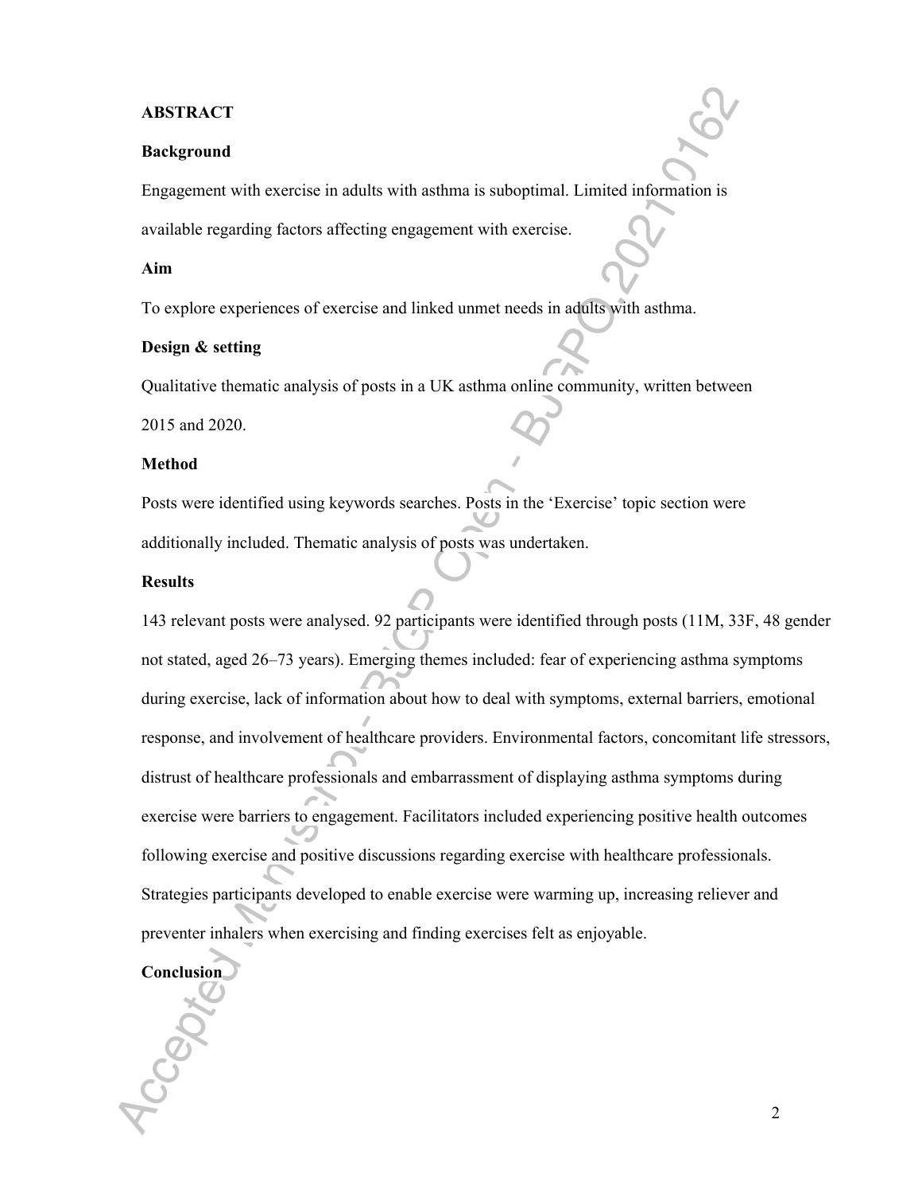## ABSTRACT

### Background

Engagement with exercise in adults with asthma is suboptimal. Limited information is available regarding factors affecting engagement with exercise.

### Aim

To explore experiences of exercise and linked unmet needs in adults with asthma.

### Design & setting

Qualitative thematic analysis of posts in a UK asthma online community, written between 2015 and 2020.

### Method

Posts were identified using keywords searches. Posts in the 'Exercise' topic section were additionally included. Thematic analysis of posts was undertaken.

### Results

143 relevant posts were analysed. 92 participants were identified through posts (11M, 33F, 48 gender not stated, aged 26–73 years). Emerging themes included: fear of experiencing asthma symptoms during exercise, lack of information about how to deal with symptoms, external barriers, emotional response, and involvement of healthcare providers. Environmental factors, concomitant life stressors, distrust of healthcare professionals and embarrassment of displaying asthma symptoms during exercise were barriers to engagement. Facilitators included experiencing positive health outcomes following exercise and positive discussions regarding exercise with healthcare professionals. Strategies participants developed to enable exercise were warming up, increasing reliever and preventer inhalers when exercising and finding exercises felt as enjoyable.

### Conclusion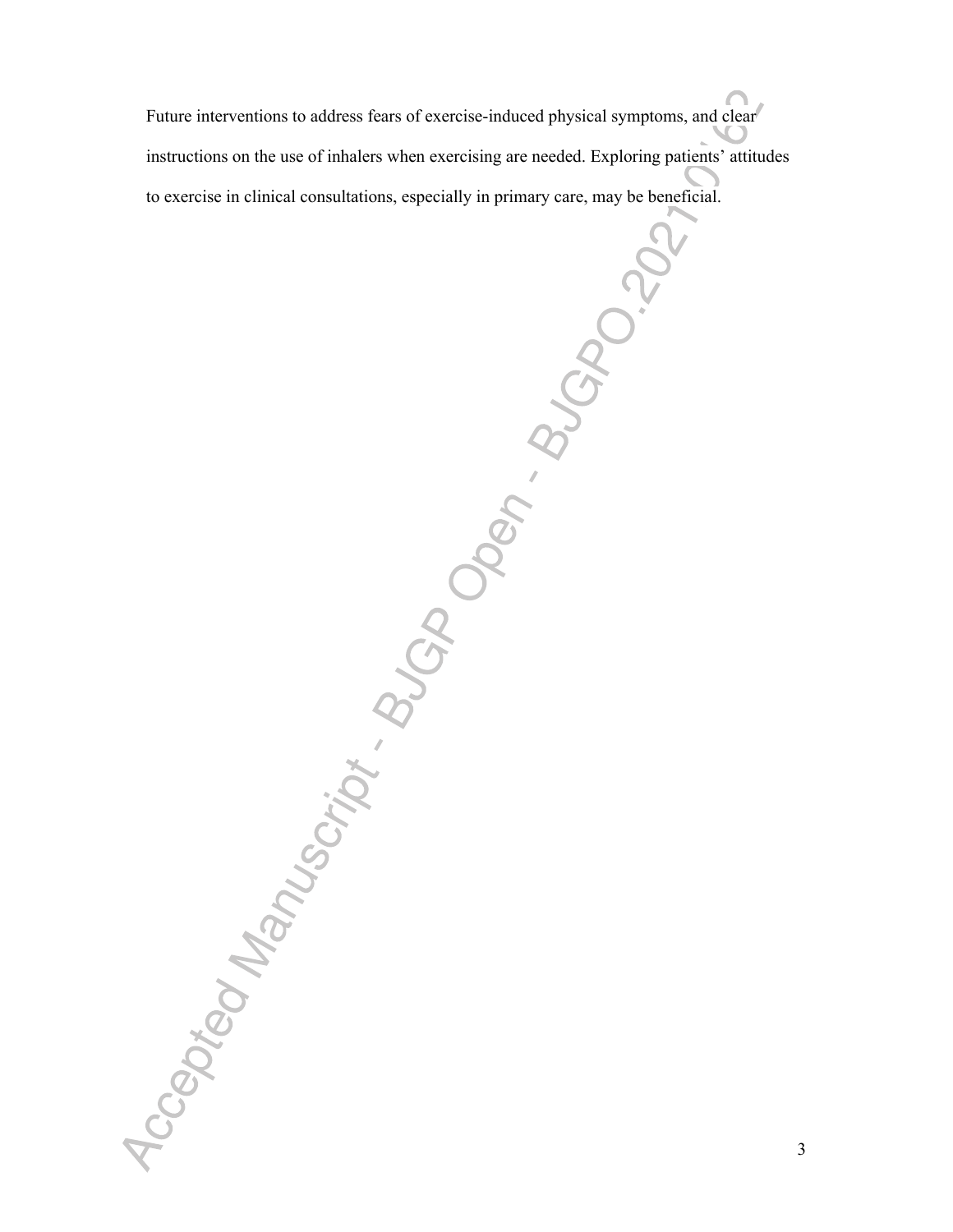Future interventions to address fears of exercise-induced physical symptoms, and clear instructions on the use of inhalers when exercising are needed. Exploring patients' attitudes to exercise in clinical consultations, especially in primary care, may be beneficial.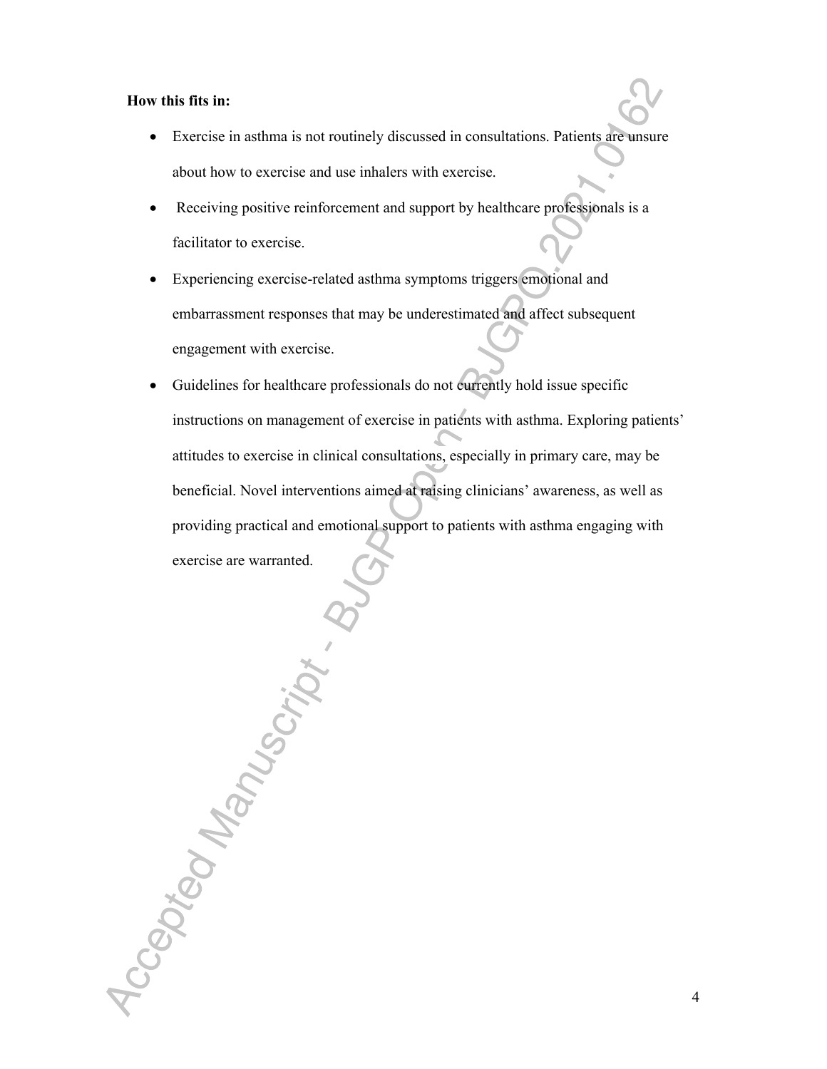**How this fits in:**

- Exercise in asthma is not routinely discussed in consultations. Patients are unsure about how to exercise and use inhalers with exercise.
- Receiving positive reinforcement and support by healthcare professionals is a facilitator to exercise.
- Experiencing exercise-related asthma symptoms triggers emotional and embarrassment responses that may be underestimated and affect subsequent engagement with exercise.
- Guidelines for healthcare professionals do not currently hold issue specific instructions on management of exercise in patients with asthma. Exploring patients' attitudes to exercise in clinical consultations, especially in primary care, may be beneficial. Novel interventions aimed at raising clinicians' awareness, as well as providing practical and emotional support to patients with asthma engaging with exercise are warranted.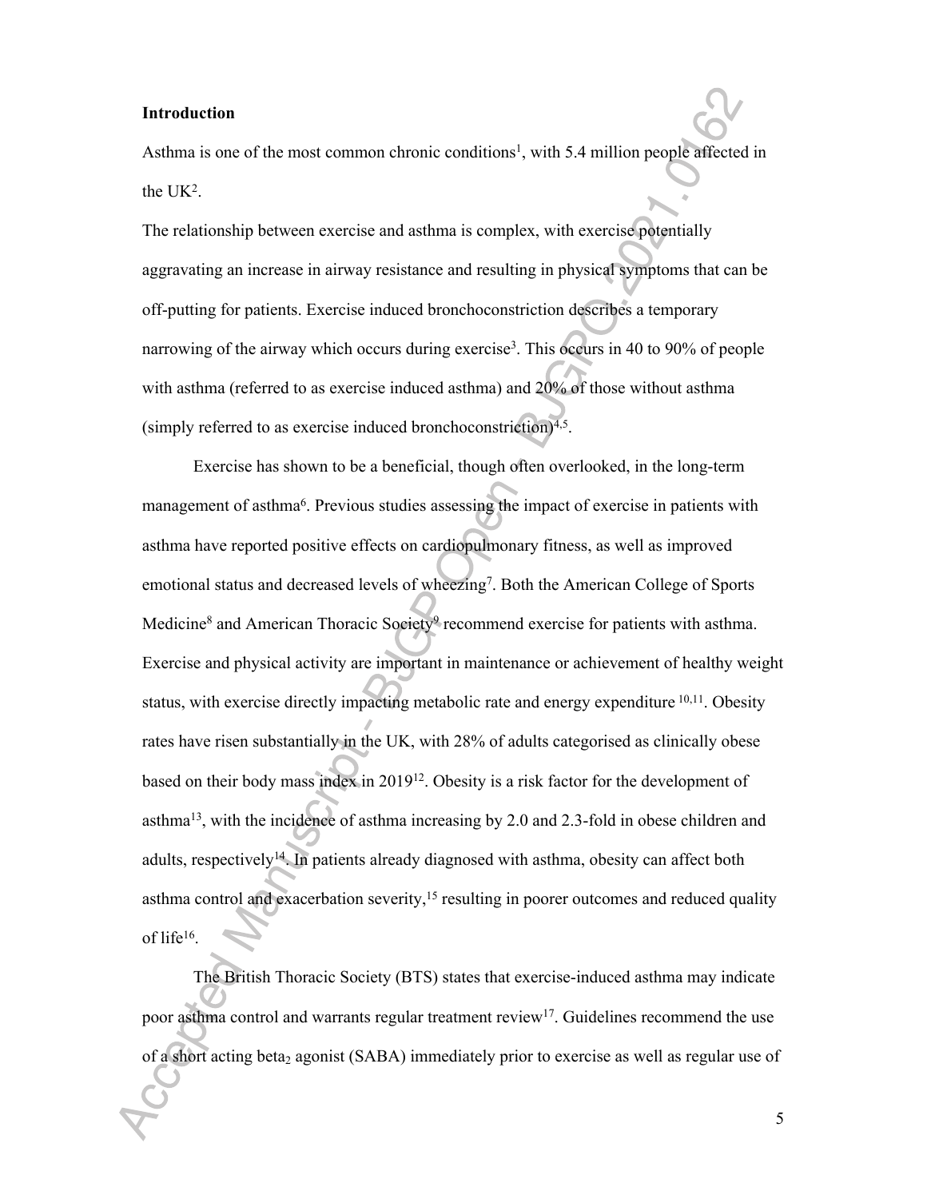**Introduction**

Asthma is one of the most common chronic conditions[1], with 5.4 million people affected in the UK[2].

The relationship between exercise and asthma is complex, with exercise potentially aggravating an increase in airway resistance and resulting in physical symptoms that can be off-putting for patients. Exercise induced bronchoconstriction describes a temporary narrowing of the airway which occurs during exercise[3]. This occurs in 40 to 90% of people with asthma (referred to as exercise induced asthma) and 20% of those without asthma (simply referred to as exercise induced bronchoconstriction)[4,5].

Exercise has shown to be a beneficial, though often overlooked, in the long-term management of asthma[6]. Previous studies assessing the impact of exercise in patients with asthma have reported positive effects on cardiopulmonary fitness, as well as improved emotional status and decreased levels of wheezing[7]. Both the American College of Sports Medicine[8] and American Thoracic Society[9] recommend exercise for patients with asthma. Exercise and physical activity are important in maintenance or achievement of healthy weight status, with exercise directly impacting metabolic rate and energy expenditure [10,11]. Obesity rates have risen substantially in the UK, with 28% of adults categorised as clinically obese based on their body mass index in 2019[12]. Obesity is a risk factor for the development of asthma[13], with the incidence of asthma increasing by 2.0 and 2.3-fold in obese children and adults, respectively[14]. In patients already diagnosed with asthma, obesity can affect both asthma control and exacerbation severity,[15] resulting in poorer outcomes and reduced quality of life[16].

The British Thoracic Society (BTS) states that exercise-induced asthma may indicate poor asthma control and warrants regular treatment review[17]. Guidelines recommend the use of a short acting beta$_2$ agonist (SABA) immediately prior to exercise as well as regular use of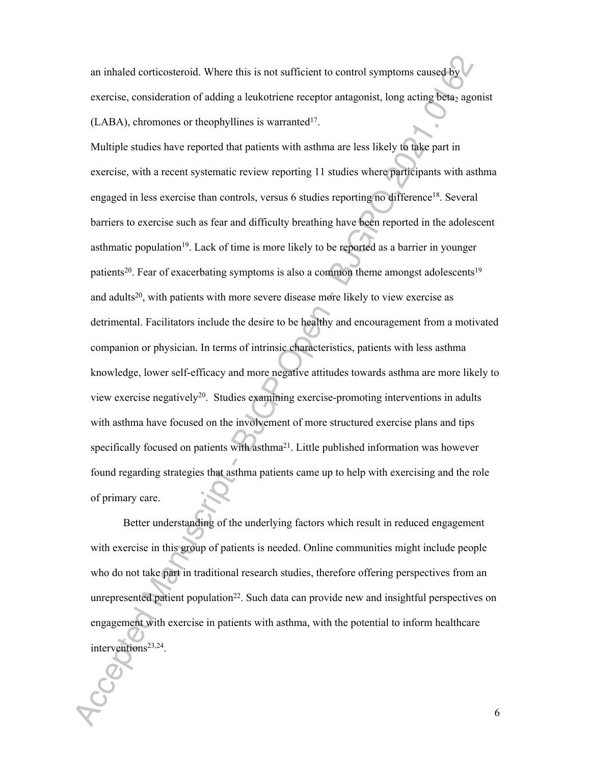an inhaled corticosteroid. Where this is not sufficient to control symptoms caused by exercise, consideration of adding a leukotriene receptor antagonist, long acting $beta_2$ agonist (LABA), chromones or theophyllines is warranted[17].

Multiple studies have reported that patients with asthma are less likely to take part in exercise, with a recent systematic review reporting 11 studies where participants with asthma engaged in less exercise than controls, versus 6 studies reporting no difference[18]. Several barriers to exercise such as fear and difficulty breathing have been reported in the adolescent asthmatic population[19]. Lack of time is more likely to be reported as a barrier in younger patients[20]. Fear of exacerbating symptoms is also a common theme amongst adolescents[19] and adults[20], with patients with more severe disease more likely to view exercise as detrimental. Facilitators include the desire to be healthy and encouragement from a motivated companion or physician. In terms of intrinsic characteristics, patients with less asthma knowledge, lower self-efficacy and more negative attitudes towards asthma are more likely to view exercise negatively[20]. Studies examining exercise-promoting interventions in adults with asthma have focused on the involvement of more structured exercise plans and tips specifically focused on patients with asthma[21]. Little published information was however found regarding strategies that asthma patients came up to help with exercising and the role of primary care.

Better understanding of the underlying factors which result in reduced engagement with exercise in this group of patients is needed. Online communities might include people who do not take part in traditional research studies, therefore offering perspectives from an unrepresented patient population[22]. Such data can provide new and insightful perspectives on engagement with exercise in patients with asthma, with the potential to inform healthcare interventions[23,24].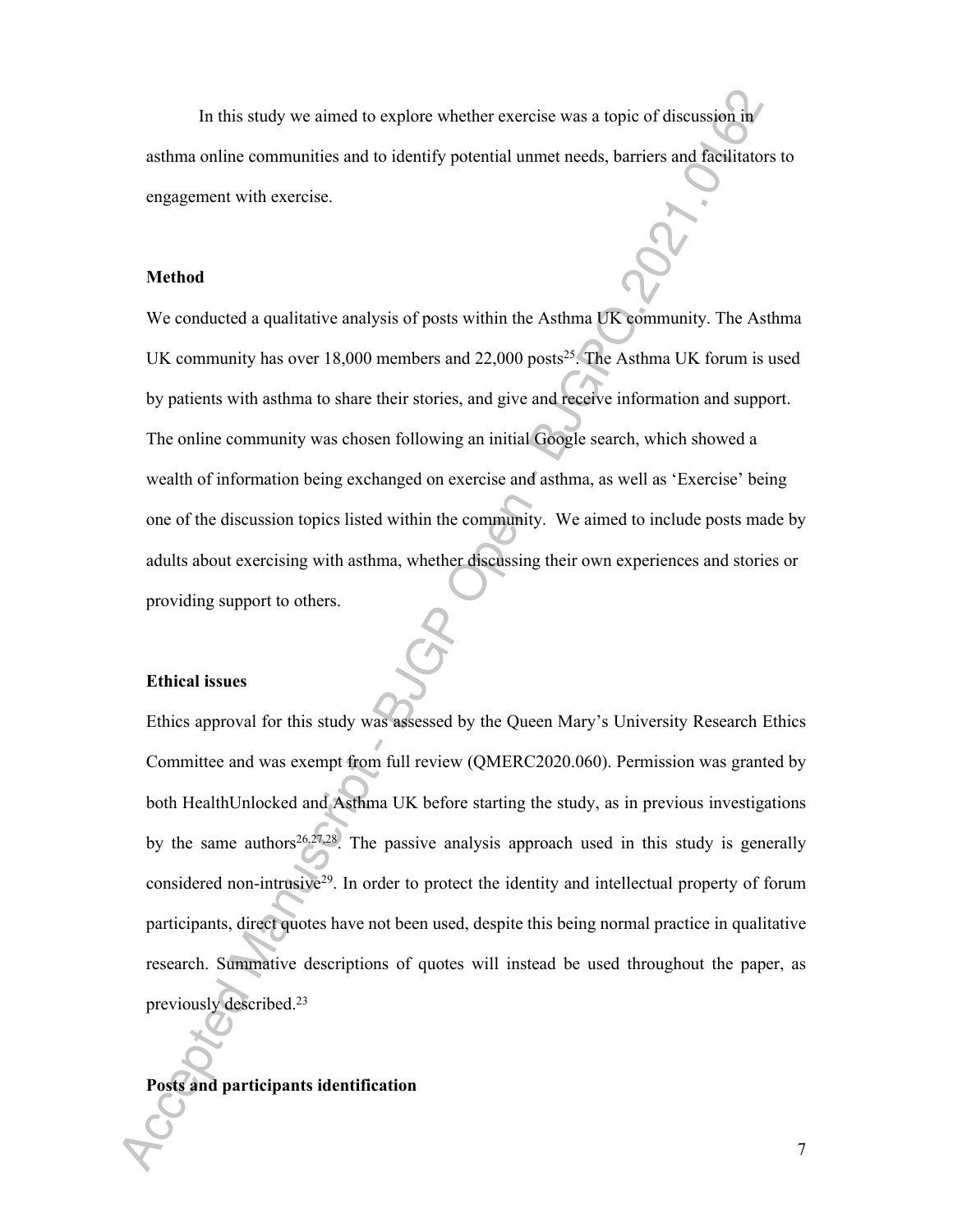In this study we aimed to explore whether exercise was a topic of discussion in asthma online communities and to identify potential unmet needs, barriers and facilitators to engagement with exercise.

## Method

We conducted a qualitative analysis of posts within the Asthma UK community. The Asthma UK community has over 18,000 members and 22,000 posts[25]. The Asthma UK forum is used by patients with asthma to share their stories, and give and receive information and support. The online community was chosen following an initial Google search, which showed a wealth of information being exchanged on exercise and asthma, as well as 'Exercise' being one of the discussion topics listed within the community. We aimed to include posts made by adults about exercising with asthma, whether discussing their own experiences and stories or providing support to others.

## Ethical issues

Ethics approval for this study was assessed by the Queen Mary's University Research Ethics Committee and was exempt from full review (QMERC2020.060). Permission was granted by both HealthUnlocked and Asthma UK before starting the study, as in previous investigations by the same authors[26,27,28]. The passive analysis approach used in this study is generally considered non-intrusive[29]. In order to protect the identity and intellectual property of forum participants, direct quotes have not been used, despite this being normal practice in qualitative research. Summative descriptions of quotes will instead be used throughout the paper, as previously described.[23]

## Posts and participants identification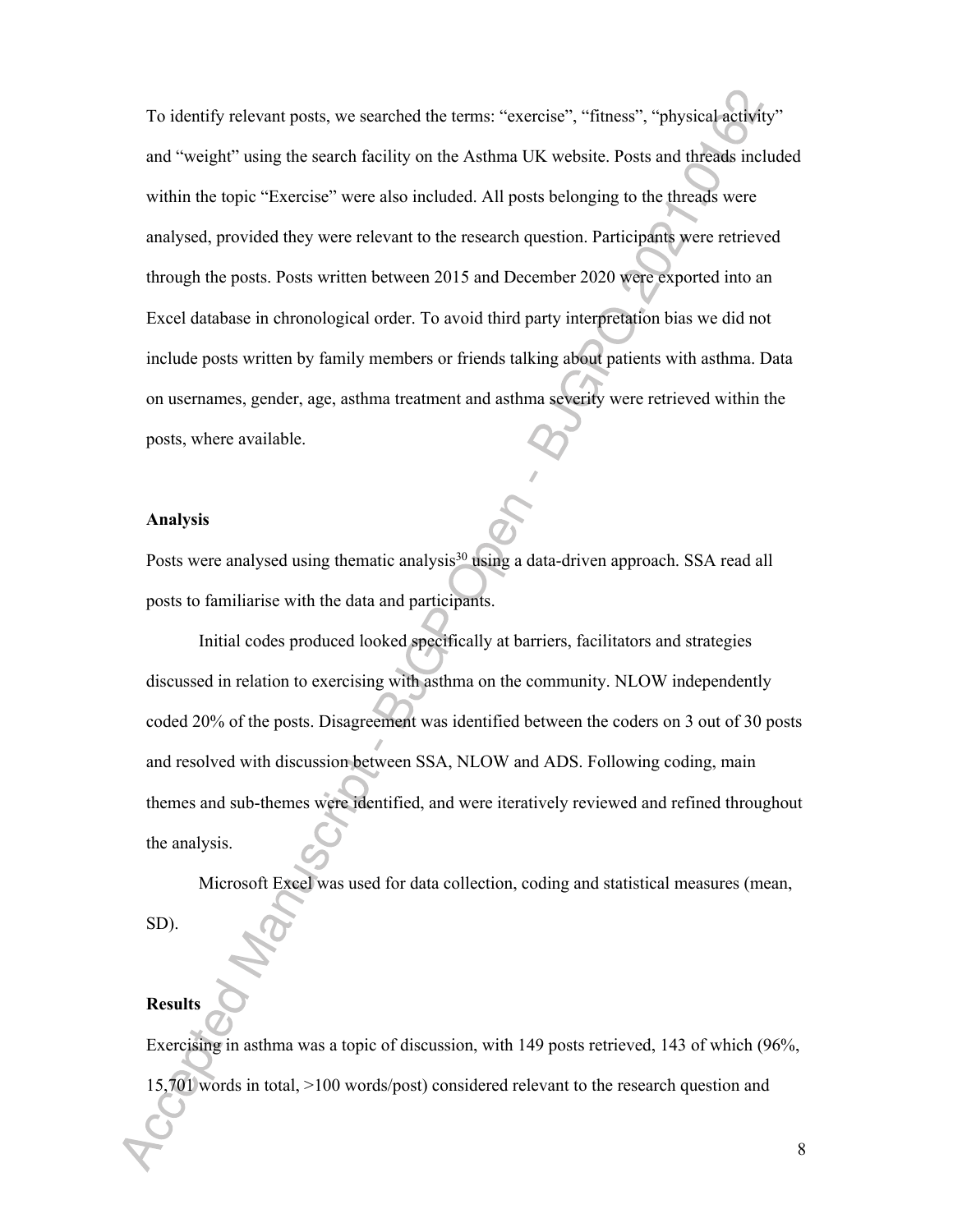To identify relevant posts, we searched the terms: "exercise", "fitness", "physical activity" and "weight" using the search facility on the Asthma UK website. Posts and threads included within the topic "Exercise" were also included. All posts belonging to the threads were analysed, provided they were relevant to the research question. Participants were retrieved through the posts. Posts written between 2015 and December 2020 were exported into an Excel database in chronological order. To avoid third party interpretation bias we did not include posts written by family members or friends talking about patients with asthma. Data on usernames, gender, age, asthma treatment and asthma severity were retrieved within the posts, where available.

**Analysis**

Posts were analysed using thematic analysis[30] using a data-driven approach. SSA read all posts to familiarise with the data and participants.

Initial codes produced looked specifically at barriers, facilitators and strategies discussed in relation to exercising with asthma on the community. NLOW independently coded 20% of the posts. Disagreement was identified between the coders on 3 out of 30 posts and resolved with discussion between SSA, NLOW and ADS. Following coding, main themes and sub-themes were identified, and were iteratively reviewed and refined throughout the analysis.

Microsoft Excel was used for data collection, coding and statistical measures (mean, SD).

**Results**

Exercising in asthma was a topic of discussion, with 149 posts retrieved, 143 of which (96%, 15,701 words in total, >100 words/post) considered relevant to the research question and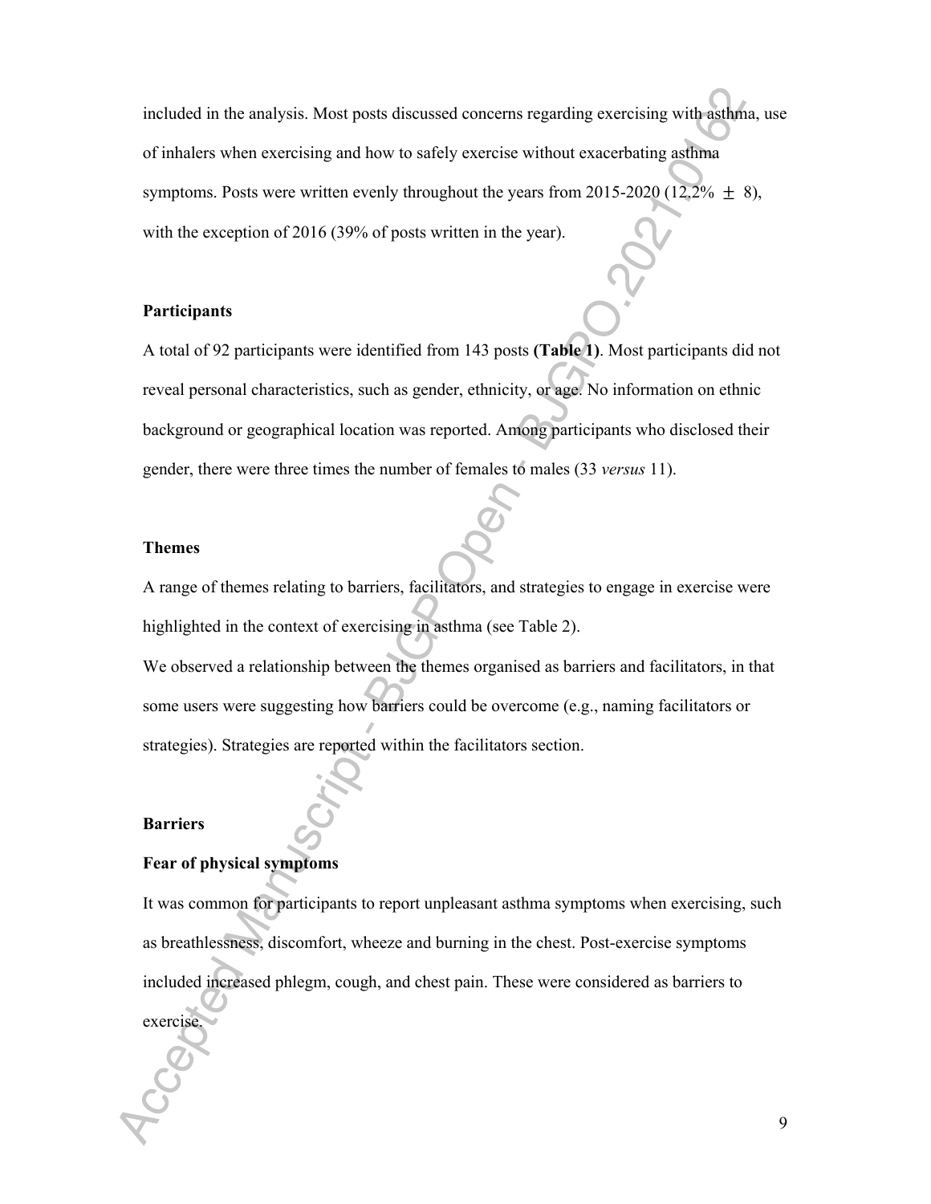included in the analysis. Most posts discussed concerns regarding exercising with asthma, use of inhalers when exercising and how to safely exercise without exacerbating asthma symptoms. Posts were written evenly throughout the years from 2015-2020 (12.2% $\pm$ 8), with the exception of 2016 (39% of posts written in the year).

### Participants

A total of 92 participants were identified from 143 posts **(Table 1)**. Most participants did not reveal personal characteristics, such as gender, ethnicity, or age. No information on ethnic background or geographical location was reported. Among participants who disclosed their gender, there were three times the number of females to males (33 *versus* 11).

### Themes

A range of themes relating to barriers, facilitators, and strategies to engage in exercise were highlighted in the context of exercising in asthma (see Table 2).

We observed a relationship between the themes organised as barriers and facilitators, in that some users were suggesting how barriers could be overcome (e.g., naming facilitators or strategies). Strategies are reported within the facilitators section.

### Barriers

#### Fear of physical symptoms

It was common for participants to report unpleasant asthma symptoms when exercising, such as breathlessness, discomfort, wheeze and burning in the chest. Post-exercise symptoms included increased phlegm, cough, and chest pain. These were considered as barriers to exercise.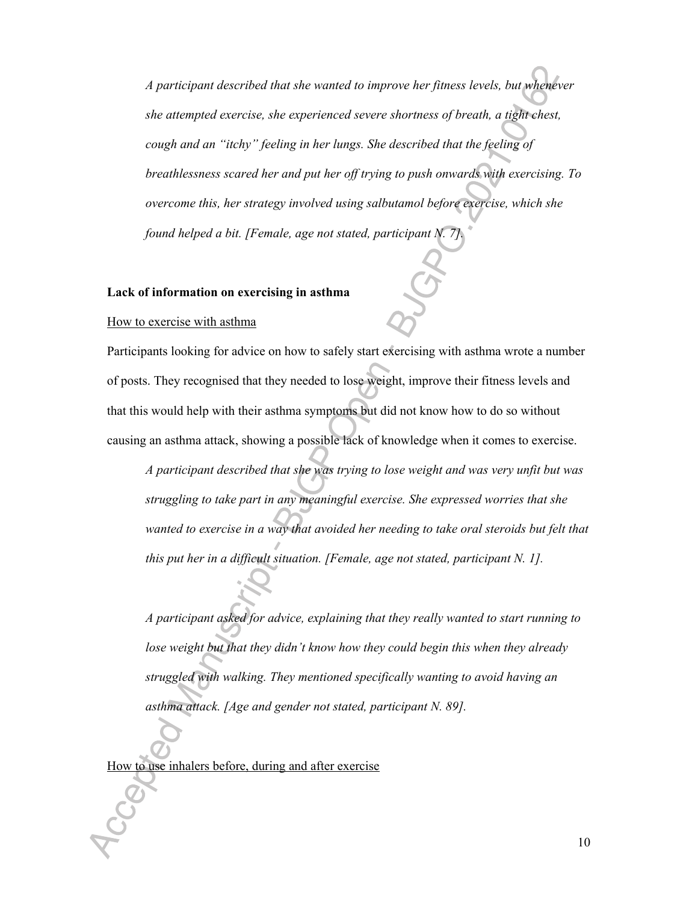*A participant described that she wanted to improve her fitness levels, but whenever she attempted exercise, she experienced severe shortness of breath, a tight chest, cough and an "itchy" feeling in her lungs. She described that the feeling of breathlessness scared her and put her off trying to push onwards with exercising. To overcome this, her strategy involved using salbutamol before exercise, which she found helped a bit. [Female, age not stated, participant N. 7].*

### Lack of information on exercising in asthma

#### How to exercise with asthma

Participants looking for advice on how to safely start exercising with asthma wrote a number of posts. They recognised that they needed to lose weight, improve their fitness levels and that this would help with their asthma symptoms but did not know how to do so without causing an asthma attack, showing a possible lack of knowledge when it comes to exercise.

*A participant described that she was trying to lose weight and was very unfit but was struggling to take part in any meaningful exercise. She expressed worries that she wanted to exercise in a way that avoided her needing to take oral steroids but felt that this put her in a difficult situation. [Female, age not stated, participant N. 1].*

*A participant asked for advice, explaining that they really wanted to start running to lose weight but that they didn't know how they could begin this when they already struggled with walking. They mentioned specifically wanting to avoid having an asthma attack. [Age and gender not stated, participant N. 89].*

#### How to use inhalers before, during and after exercise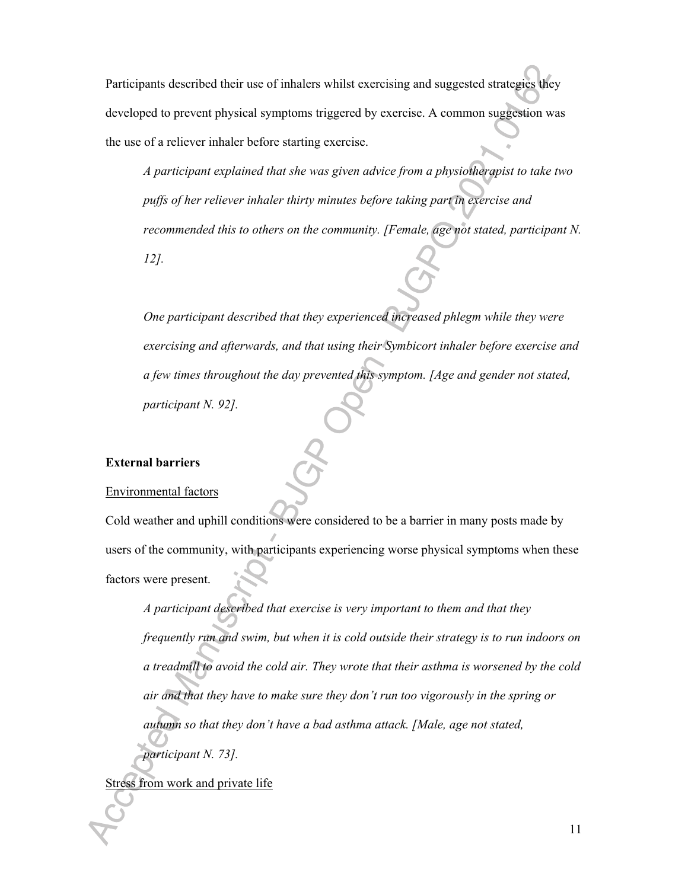Participants described their use of inhalers whilst exercising and suggested strategies they developed to prevent physical symptoms triggered by exercise. A common suggestion was the use of a reliever inhaler before starting exercise.

> *A participant explained that she was given advice from a physiotherapist to take two puffs of her reliever inhaler thirty minutes before taking part in exercise and recommended this to others on the community. [Female, age not stated, participant N. 12].*

> *One participant described that they experienced increased phlegm while they were exercising and afterwards, and that using their Symbicort inhaler before exercise and a few times throughout the day prevented this symptom. [Age and gender not stated, participant N. 92].*

**External barriers**

<u>Environmental factors</u>

Cold weather and uphill conditions were considered to be a barrier in many posts made by users of the community, with participants experiencing worse physical symptoms when these factors were present.

> *A participant described that exercise is very important to them and that they frequently run and swim, but when it is cold outside their strategy is to run indoors on a treadmill to avoid the cold air. They wrote that their asthma is worsened by the cold air and that they have to make sure they don't run too vigorously in the spring or autumn so that they don't have a bad asthma attack. [Male, age not stated, participant N. 73].*

<u>Stress from work and private life</u>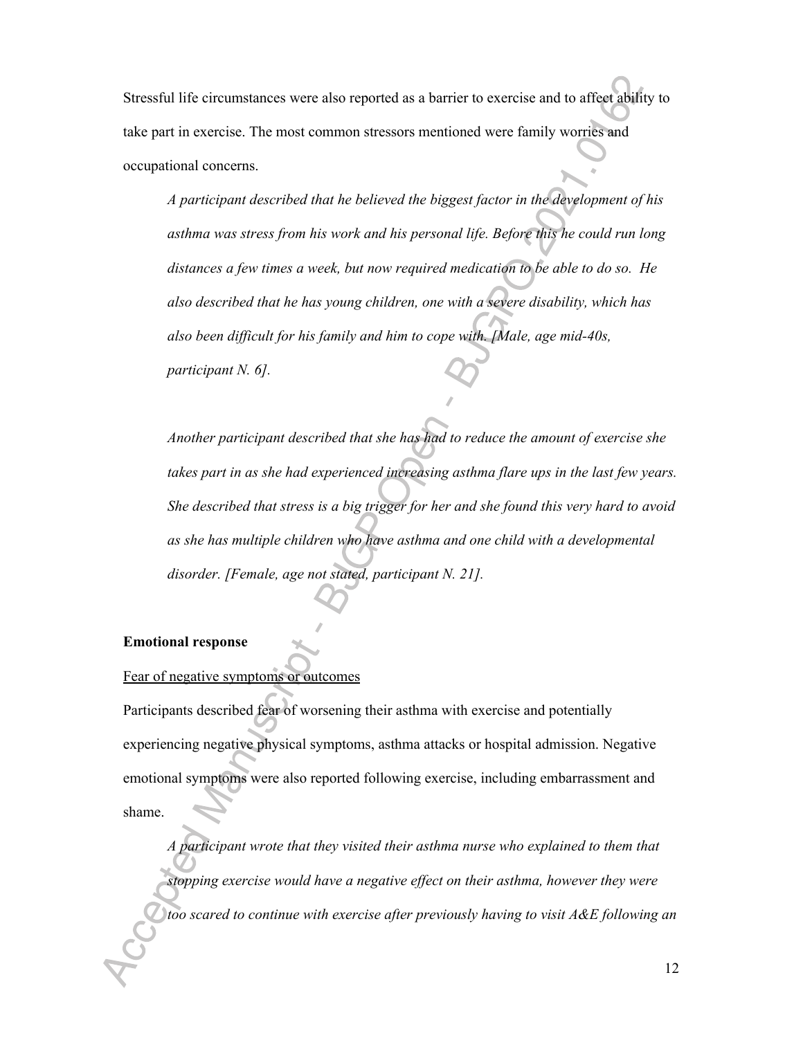Stressful life circumstances were also reported as a barrier to exercise and to affect ability to take part in exercise. The most common stressors mentioned were family worries and occupational concerns.

*A participant described that he believed the biggest factor in the development of his asthma was stress from his work and his personal life. Before this he could run long distances a few times a week, but now required medication to be able to do so. He also described that he has young children, one with a severe disability, which has also been difficult for his family and him to cope with. [Male, age mid-40s, participant N. 6].*

*Another participant described that she has had to reduce the amount of exercise she takes part in as she had experienced increasing asthma flare ups in the last few years. She described that stress is a big trigger for her and she found this very hard to avoid as she has multiple children who have asthma and one child with a developmental disorder. [Female, age not stated, participant N. 21].*

**Emotional response**

Fear of negative symptoms or outcomes

Participants described fear of worsening their asthma with exercise and potentially experiencing negative physical symptoms, asthma attacks or hospital admission. Negative emotional symptoms were also reported following exercise, including embarrassment and shame.

*A participant wrote that they visited their asthma nurse who explained to them that stopping exercise would have a negative effect on their asthma, however they were too scared to continue with exercise after previously having to visit A&E following an*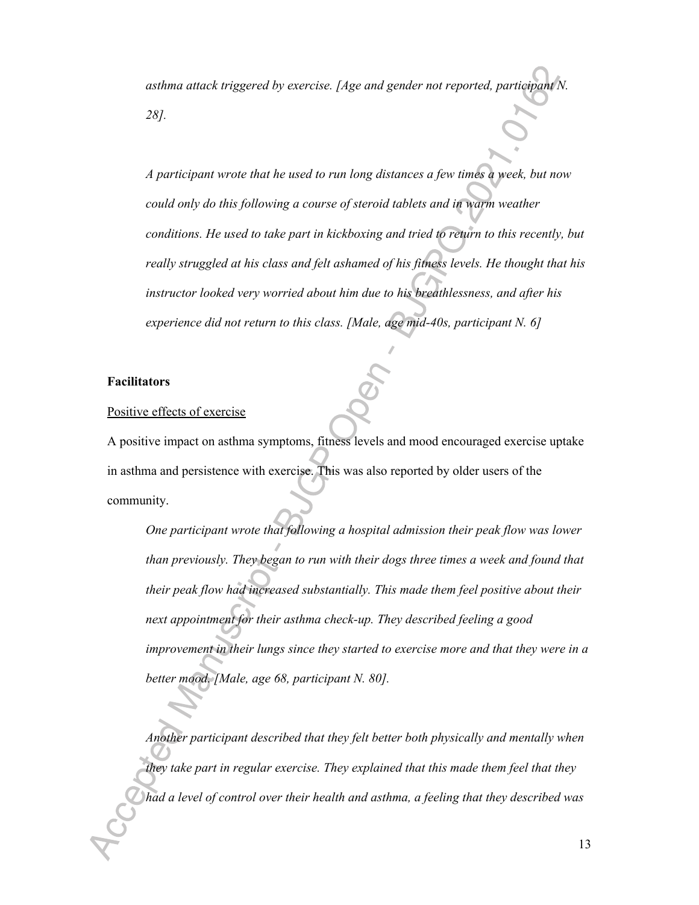*asthma attack triggered by exercise. [Age and gender not reported, participant N. 28].*

*A participant wrote that he used to run long distances a few times a week, but now could only do this following a course of steroid tablets and in warm weather conditions. He used to take part in kickboxing and tried to return to this recently, but really struggled at his class and felt ashamed of his fitness levels. He thought that his instructor looked very worried about him due to his breathlessness, and after his experience did not return to this class. [Male, age mid-40s, participant N. 6]*

**Facilitators**

Positive effects of exercise

A positive impact on asthma symptoms, fitness levels and mood encouraged exercise uptake in asthma and persistence with exercise. This was also reported by older users of the community.

*One participant wrote that following a hospital admission their peak flow was lower than previously. They began to run with their dogs three times a week and found that their peak flow had increased substantially. This made them feel positive about their next appointment for their asthma check-up. They described feeling a good improvement in their lungs since they started to exercise more and that they were in a better mood. [Male, age 68, participant N. 80].*

*Another participant described that they felt better both physically and mentally when they take part in regular exercise. They explained that this made them feel that they had a level of control over their health and asthma, a feeling that they described was*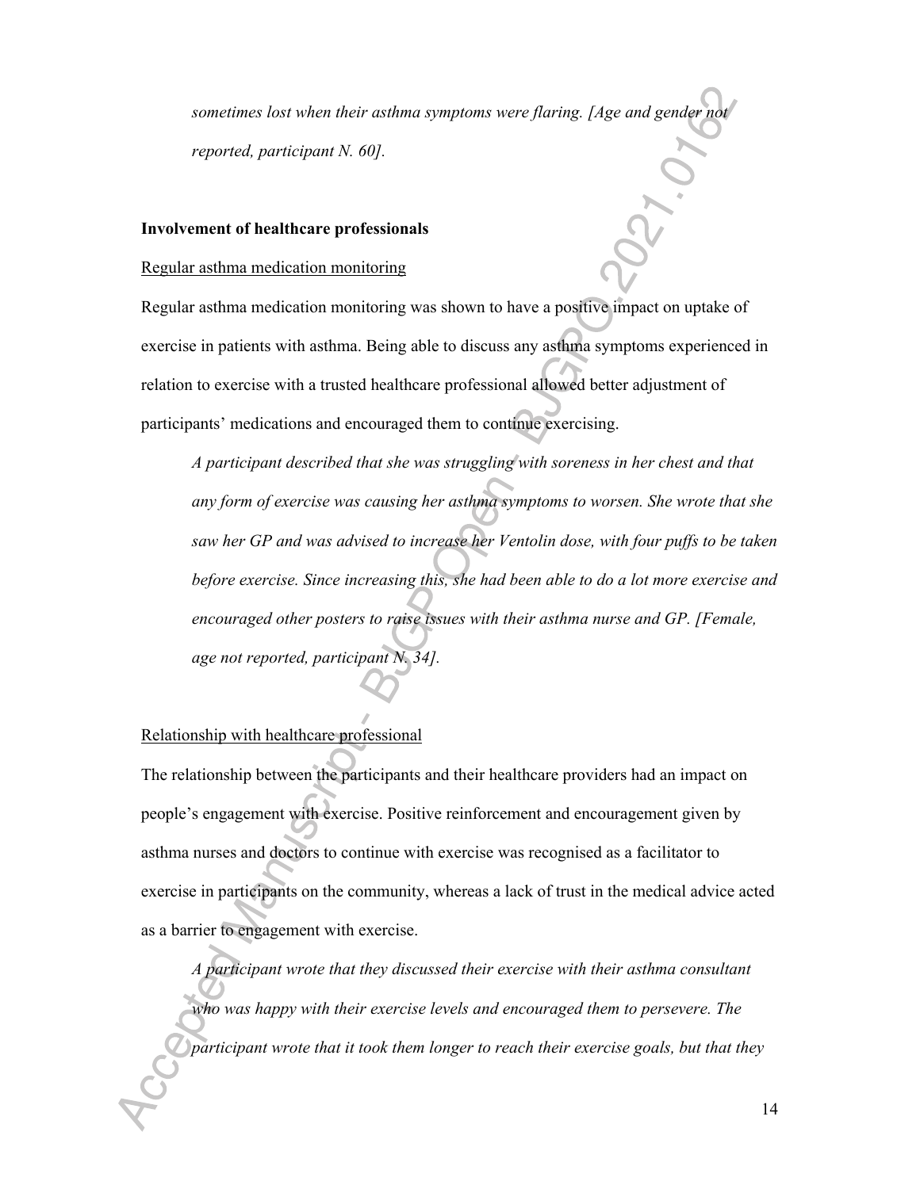*sometimes lost when their asthma symptoms were flaring. [Age and gender not reported, participant N. 60].*

**Involvement of healthcare professionals**

Regular asthma medication monitoring

Regular asthma medication monitoring was shown to have a positive impact on uptake of exercise in patients with asthma. Being able to discuss any asthma symptoms experienced in relation to exercise with a trusted healthcare professional allowed better adjustment of participants' medications and encouraged them to continue exercising.

*A participant described that she was struggling with soreness in her chest and that any form of exercise was causing her asthma symptoms to worsen. She wrote that she saw her GP and was advised to increase her Ventolin dose, with four puffs to be taken before exercise. Since increasing this, she had been able to do a lot more exercise and encouraged other posters to raise issues with their asthma nurse and GP. [Female, age not reported, participant N. 34].*

Relationship with healthcare professional

The relationship between the participants and their healthcare providers had an impact on people's engagement with exercise. Positive reinforcement and encouragement given by asthma nurses and doctors to continue with exercise was recognised as a facilitator to exercise in participants on the community, whereas a lack of trust in the medical advice acted as a barrier to engagement with exercise.

*A participant wrote that they discussed their exercise with their asthma consultant who was happy with their exercise levels and encouraged them to persevere. The participant wrote that it took them longer to reach their exercise goals, but that they*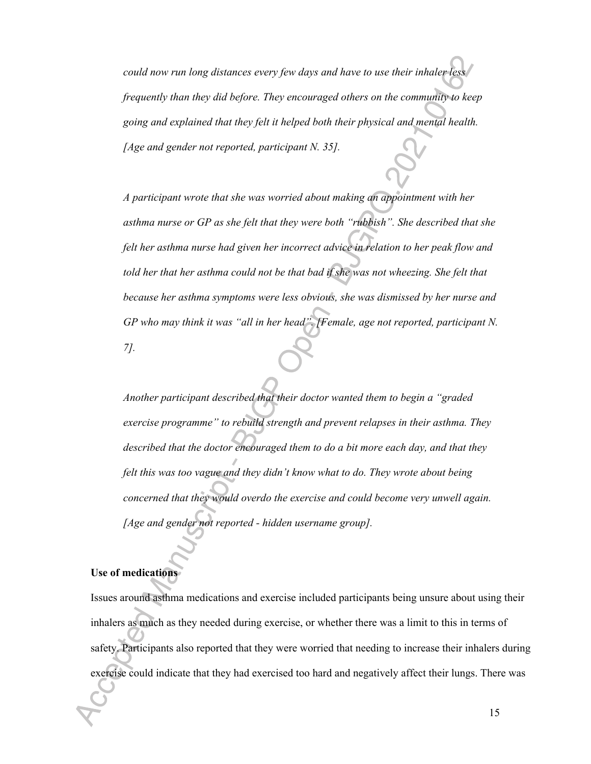*could now run long distances every few days and have to use their inhaler less frequently than they did before. They encouraged others on the community to keep going and explained that they felt it helped both their physical and mental health. [Age and gender not reported, participant N. 35].*

*A participant wrote that she was worried about making an appointment with her asthma nurse or GP as she felt that they were both "rubbish". She described that she felt her asthma nurse had given her incorrect advice in relation to her peak flow and told her that her asthma could not be that bad if she was not wheezing. She felt that because her asthma symptoms were less obvious, she was dismissed by her nurse and GP who may think it was "all in her head". [Female, age not reported, participant N. 7].*

*Another participant described that their doctor wanted them to begin a "graded exercise programme" to rebuild strength and prevent relapses in their asthma. They described that the doctor encouraged them to do a bit more each day, and that they felt this was too vague and they didn't know what to do. They wrote about being concerned that they would overdo the exercise and could become very unwell again. [Age and gender not reported - hidden username group].*

**Use of medications**

Issues around asthma medications and exercise included participants being unsure about using their inhalers as much as they needed during exercise, or whether there was a limit to this in terms of safety. Participants also reported that they were worried that needing to increase their inhalers during exercise could indicate that they had exercised too hard and negatively affect their lungs. There was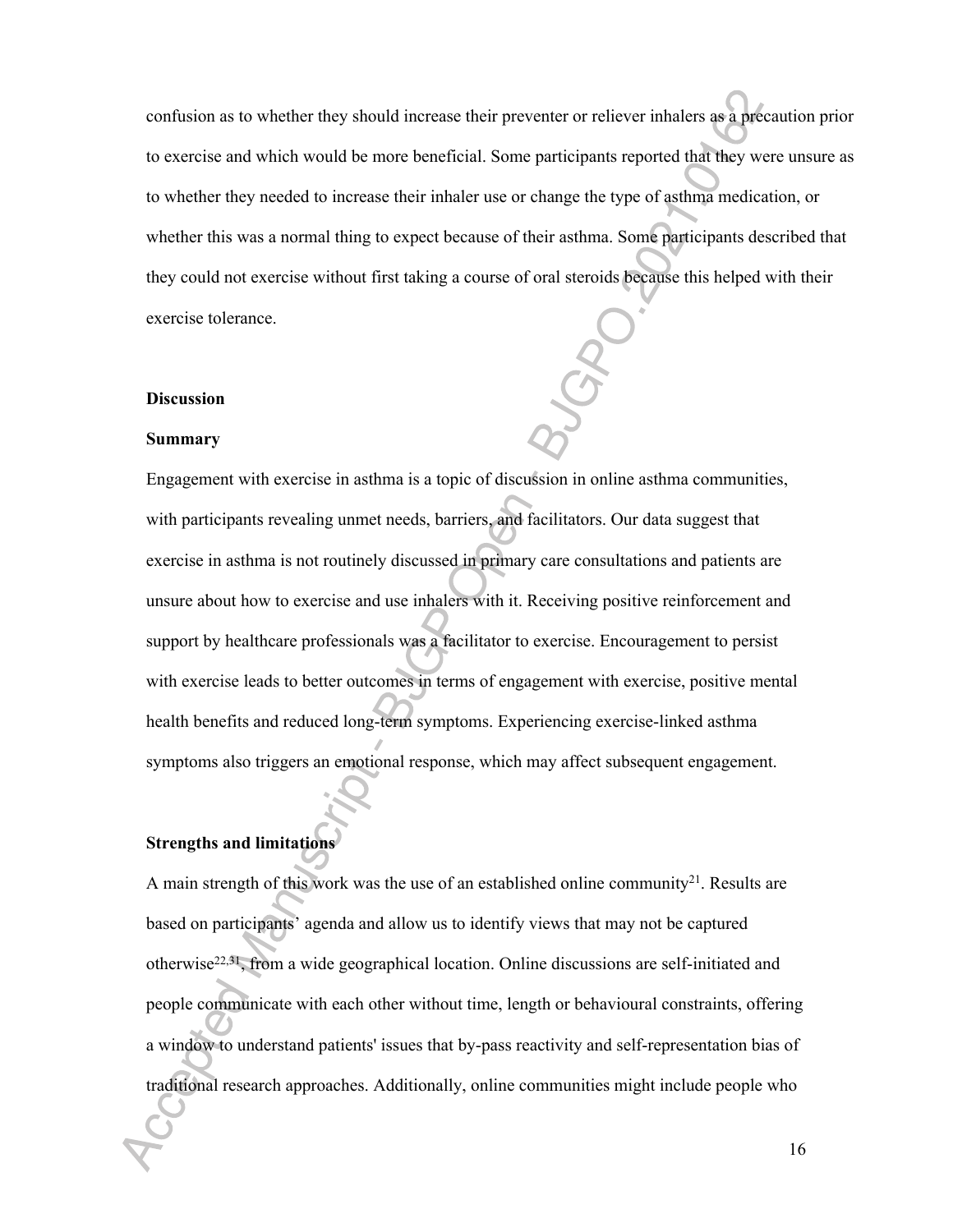confusion as to whether they should increase their preventer or reliever inhalers as a precaution prior to exercise and which would be more beneficial. Some participants reported that they were unsure as to whether they needed to increase their inhaler use or change the type of asthma medication, or whether this was a normal thing to expect because of their asthma. Some participants described that they could not exercise without first taking a course of oral steroids because this helped with their exercise tolerance.

## Discussion

### Summary

Engagement with exercise in asthma is a topic of discussion in online asthma communities, with participants revealing unmet needs, barriers, and facilitators. Our data suggest that exercise in asthma is not routinely discussed in primary care consultations and patients are unsure about how to exercise and use inhalers with it. Receiving positive reinforcement and support by healthcare professionals was a facilitator to exercise. Encouragement to persist with exercise leads to better outcomes in terms of engagement with exercise, positive mental health benefits and reduced long-term symptoms. Experiencing exercise-linked asthma symptoms also triggers an emotional response, which may affect subsequent engagement.

### Strengths and limitations

A main strength of this work was the use of an established online community[21]. Results are based on participants' agenda and allow us to identify views that may not be captured otherwise[22,31], from a wide geographical location. Online discussions are self-initiated and people communicate with each other without time, length or behavioural constraints, offering a window to understand patients' issues that by-pass reactivity and self-representation bias of traditional research approaches. Additionally, online communities might include people who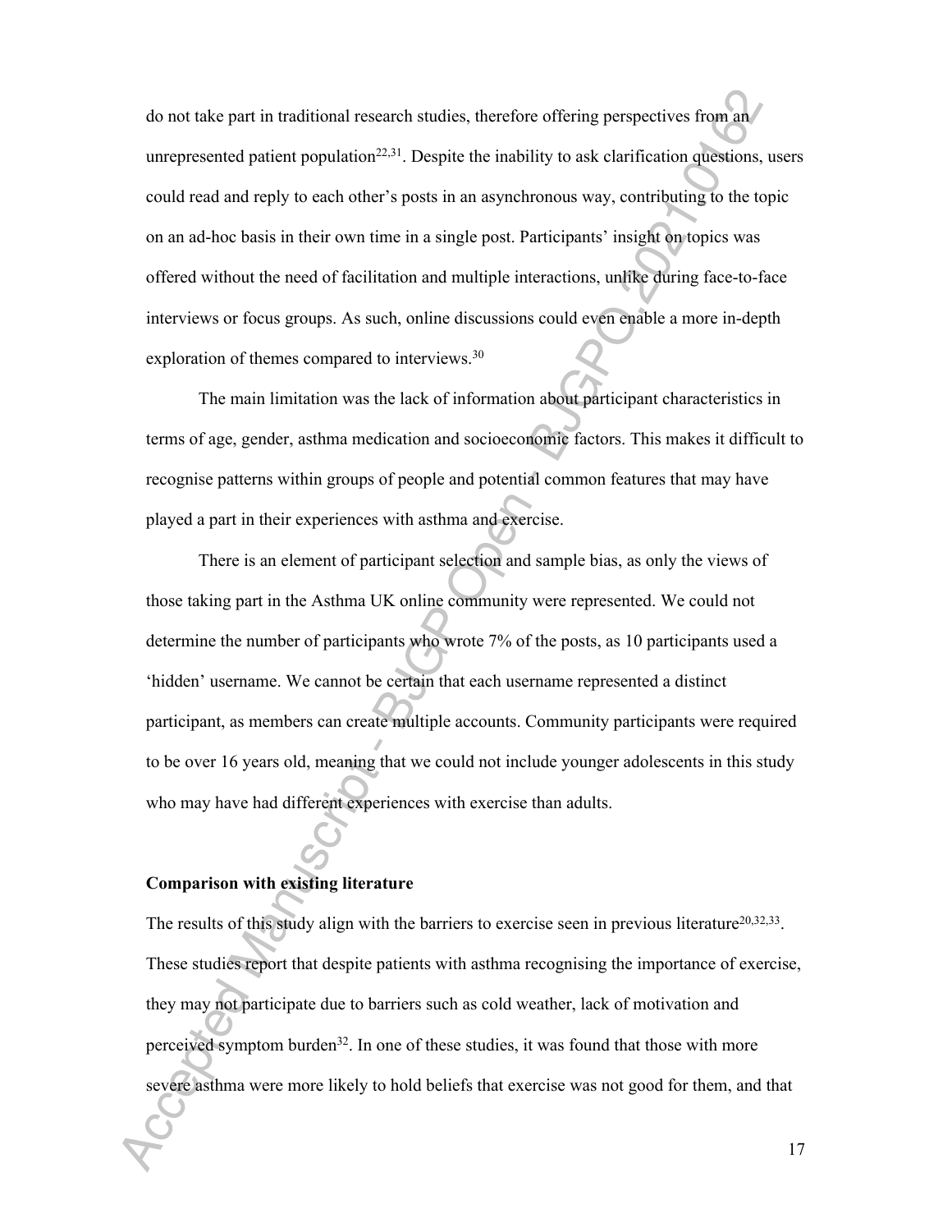do not take part in traditional research studies, therefore offering perspectives from an unrepresented patient population[22,31]. Despite the inability to ask clarification questions, users could read and reply to each other's posts in an asynchronous way, contributing to the topic on an ad-hoc basis in their own time in a single post. Participants' insight on topics was offered without the need of facilitation and multiple interactions, unlike during face-to-face interviews or focus groups. As such, online discussions could even enable a more in-depth exploration of themes compared to interviews.[30]

The main limitation was the lack of information about participant characteristics in terms of age, gender, asthma medication and socioeconomic factors. This makes it difficult to recognise patterns within groups of people and potential common features that may have played a part in their experiences with asthma and exercise.

There is an element of participant selection and sample bias, as only the views of those taking part in the Asthma UK online community were represented. We could not determine the number of participants who wrote 7% of the posts, as 10 participants used a 'hidden' username. We cannot be certain that each username represented a distinct participant, as members can create multiple accounts. Community participants were required to be over 16 years old, meaning that we could not include younger adolescents in this study who may have had different experiences with exercise than adults.

### Comparison with existing literature

The results of this study align with the barriers to exercise seen in previous literature[20,32,33]. These studies report that despite patients with asthma recognising the importance of exercise, they may not participate due to barriers such as cold weather, lack of motivation and perceived symptom burden[32]. In one of these studies, it was found that those with more severe asthma were more likely to hold beliefs that exercise was not good for them, and that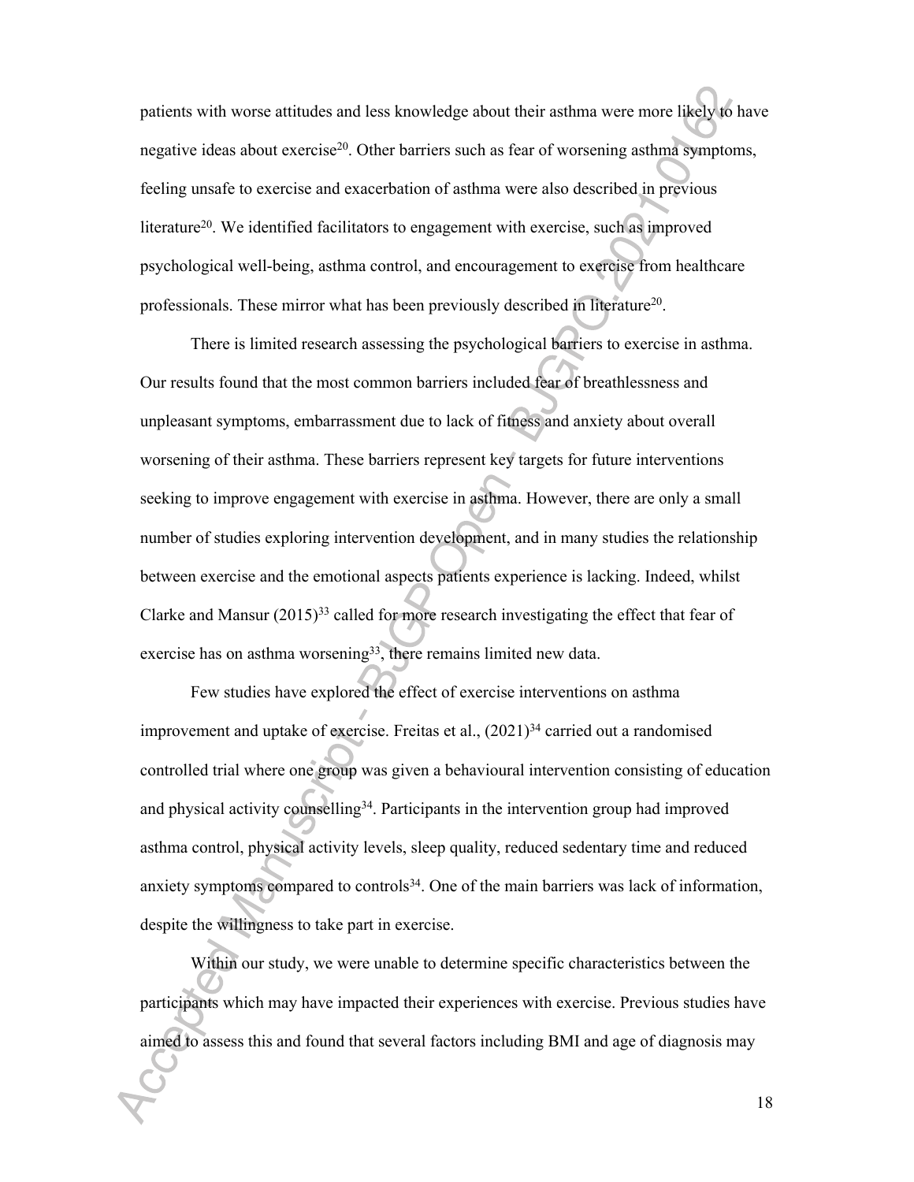patients with worse attitudes and less knowledge about their asthma were more likely to have negative ideas about exercise[20]. Other barriers such as fear of worsening asthma symptoms, feeling unsafe to exercise and exacerbation of asthma were also described in previous literature[20]. We identified facilitators to engagement with exercise, such as improved psychological well-being, asthma control, and encouragement to exercise from healthcare professionals. These mirror what has been previously described in literature[20].

There is limited research assessing the psychological barriers to exercise in asthma. Our results found that the most common barriers included fear of breathlessness and unpleasant symptoms, embarrassment due to lack of fitness and anxiety about overall worsening of their asthma. These barriers represent key targets for future interventions seeking to improve engagement with exercise in asthma. However, there are only a small number of studies exploring intervention development, and in many studies the relationship between exercise and the emotional aspects patients experience is lacking. Indeed, whilst Clarke and Mansur (2015)[33] called for more research investigating the effect that fear of exercise has on asthma worsening[33], there remains limited new data.

Few studies have explored the effect of exercise interventions on asthma improvement and uptake of exercise. Freitas et al., (2021)[34] carried out a randomised controlled trial where one group was given a behavioural intervention consisting of education and physical activity counselling[34]. Participants in the intervention group had improved asthma control, physical activity levels, sleep quality, reduced sedentary time and reduced anxiety symptoms compared to controls[34]. One of the main barriers was lack of information, despite the willingness to take part in exercise.

Within our study, we were unable to determine specific characteristics between the participants which may have impacted their experiences with exercise. Previous studies have aimed to assess this and found that several factors including BMI and age of diagnosis may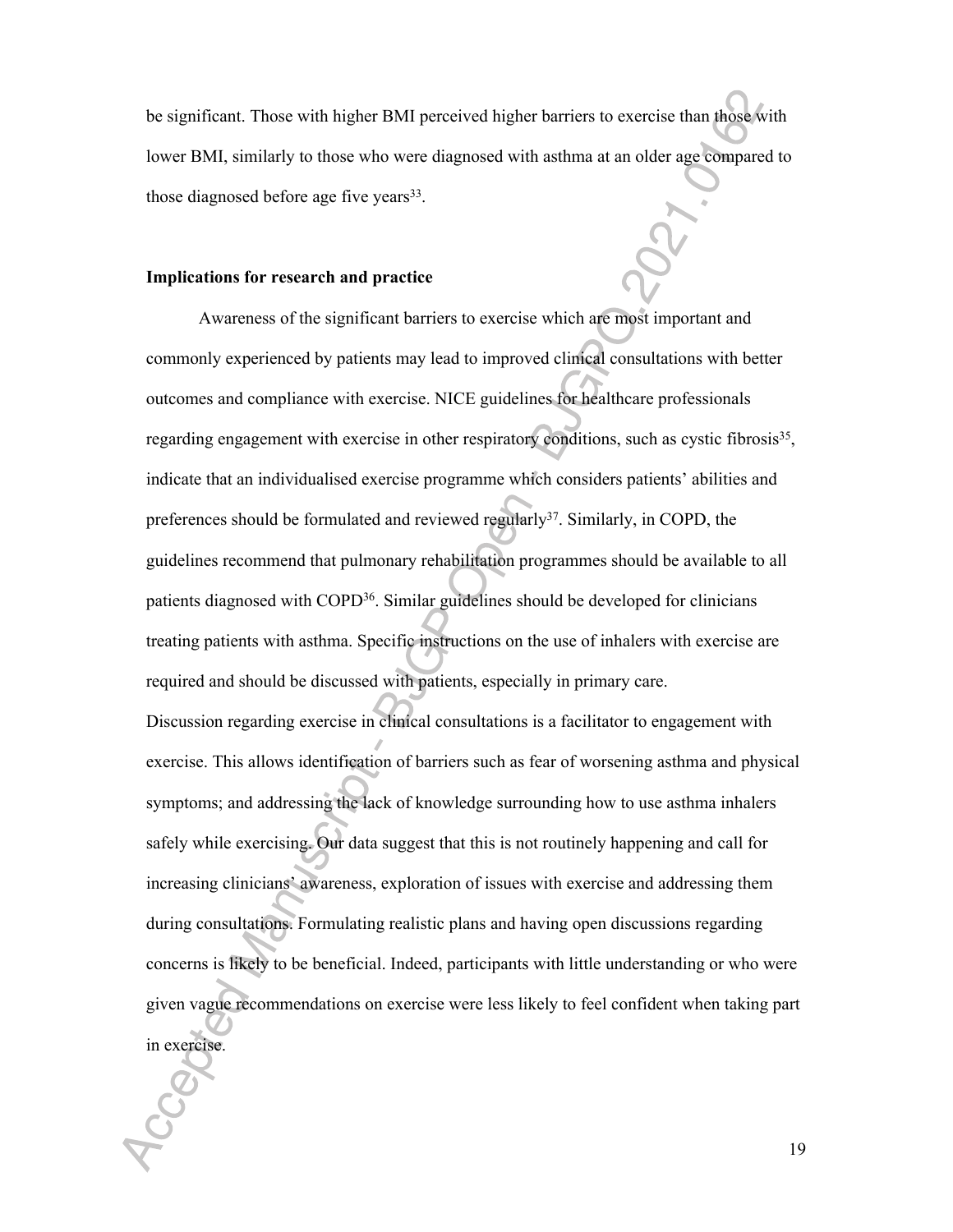be significant. Those with higher BMI perceived higher barriers to exercise than those with lower BMI, similarly to those who were diagnosed with asthma at an older age compared to those diagnosed before age five years[33].

**Implications for research and practice**

Awareness of the significant barriers to exercise which are most important and commonly experienced by patients may lead to improved clinical consultations with better outcomes and compliance with exercise. NICE guidelines for healthcare professionals regarding engagement with exercise in other respiratory conditions, such as cystic fibrosis[35], indicate that an individualised exercise programme which considers patients' abilities and preferences should be formulated and reviewed regularly[37]. Similarly, in COPD, the guidelines recommend that pulmonary rehabilitation programmes should be available to all patients diagnosed with COPD[36]. Similar guidelines should be developed for clinicians treating patients with asthma. Specific instructions on the use of inhalers with exercise are required and should be discussed with patients, especially in primary care.

Discussion regarding exercise in clinical consultations is a facilitator to engagement with exercise. This allows identification of barriers such as fear of worsening asthma and physical symptoms; and addressing the lack of knowledge surrounding how to use asthma inhalers safely while exercising. Our data suggest that this is not routinely happening and call for increasing clinicians' awareness, exploration of issues with exercise and addressing them during consultations. Formulating realistic plans and having open discussions regarding concerns is likely to be beneficial. Indeed, participants with little understanding or who were given vague recommendations on exercise were less likely to feel confident when taking part in exercise.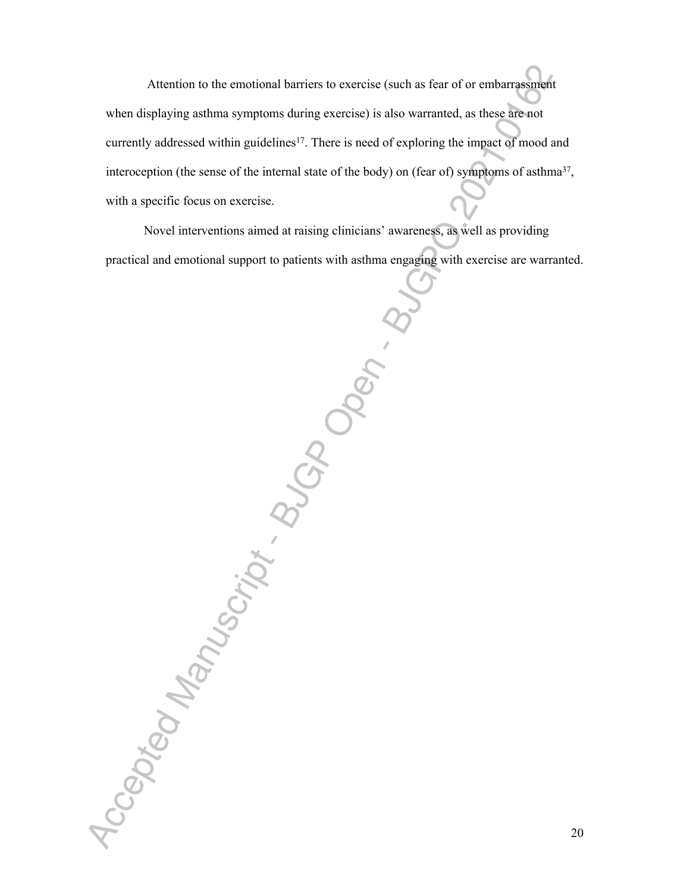Attention to the emotional barriers to exercise (such as fear of or embarrassment when displaying asthma symptoms during exercise) is also warranted, as these are not currently addressed within guidelines[17]. There is need of exploring the impact of mood and interoception (the sense of the internal state of the body) on (fear of) symptoms of asthma[37], with a specific focus on exercise.

Novel interventions aimed at raising clinicians' awareness, as well as providing practical and emotional support to patients with asthma engaging with exercise are warranted.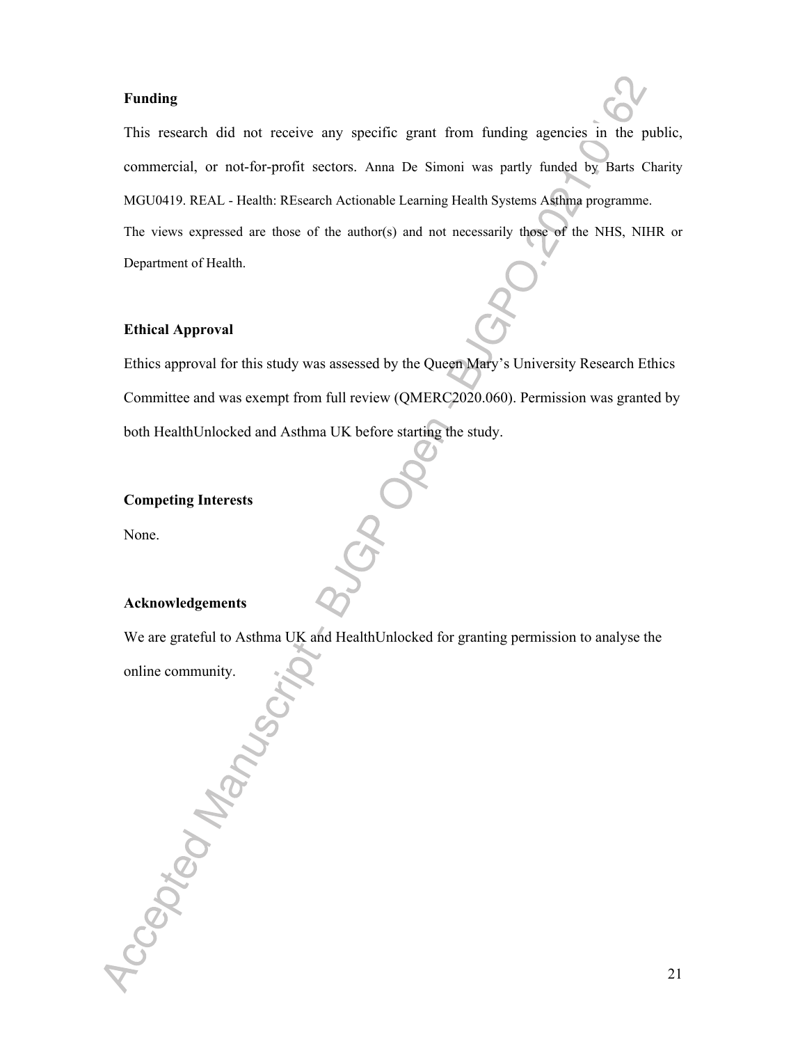## Funding

This research did not receive any specific grant from funding agencies in the public, commercial, or not-for-profit sectors. Anna De Simoni was partly funded by Barts Charity MGU0419. REAL - Health: REsearch Actionable Learning Health Systems Asthma programme. The views expressed are those of the author(s) and not necessarily those of the NHS, NIHR or Department of Health.

## Ethical Approval

Ethics approval for this study was assessed by the Queen Mary's University Research Ethics Committee and was exempt from full review (QMERC2020.060). Permission was granted by both HealthUnlocked and Asthma UK before starting the study.

## Competing Interests

None.

## Acknowledgements

We are grateful to Asthma UK and HealthUnlocked for granting permission to analyse the online community.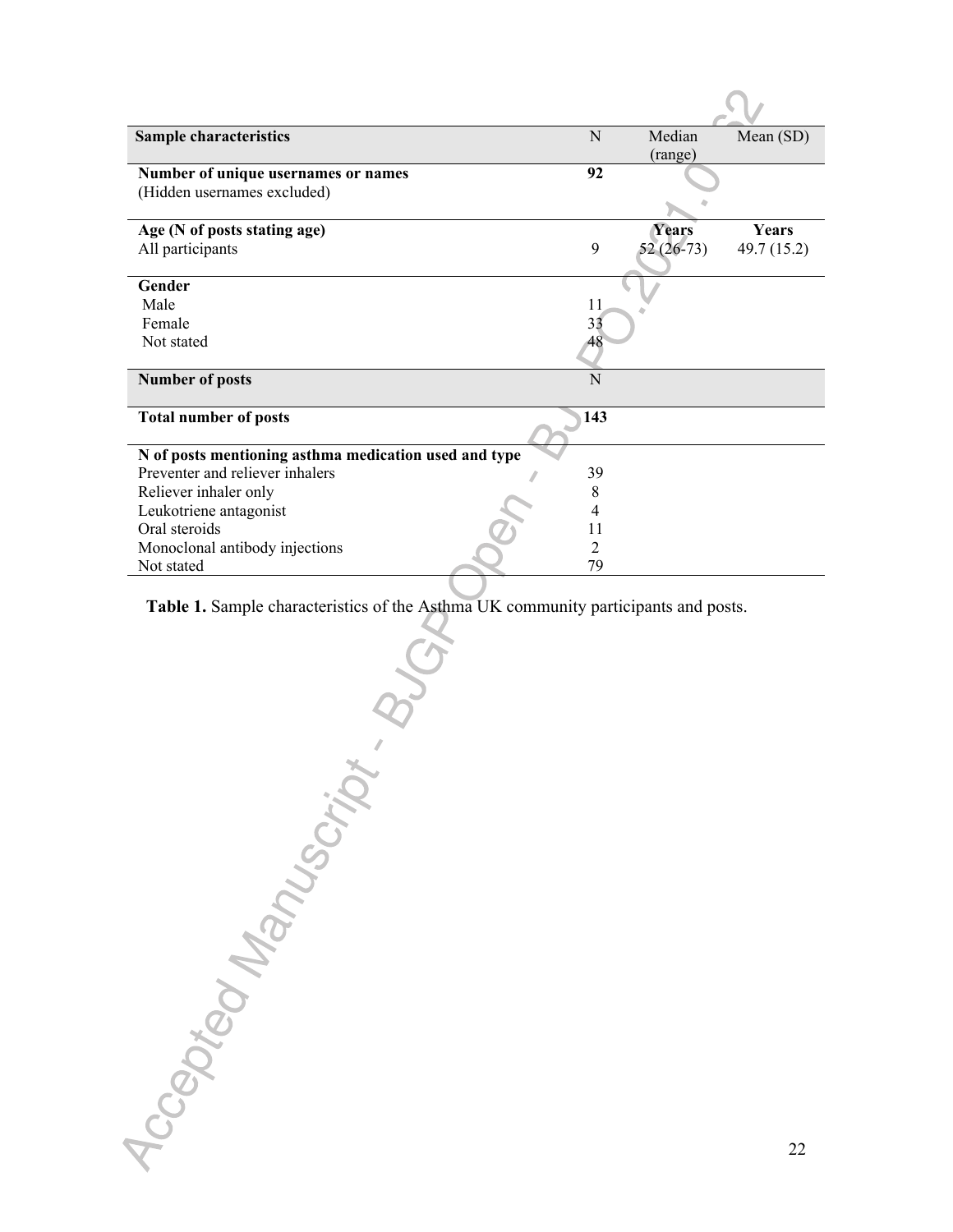| **Sample characteristics** | N | Median (range) | Mean (SD) |
|---|---|---|---|
| **Number of unique usernames or names** (Hidden usernames excluded) | **92** | | |
| **Age (N of posts stating age)** | | **Years** | **Years** |
| All participants | 9 | 52 (26-73) | 49.7 (15.2) |
| **Gender** | | | |
| Male | 11 | | |
| Female | 33 | | |
| Not stated | 48 | | |
| **Number of posts** | N | | |
| **Total number of posts** | **143** | | |
| **N of posts mentioning asthma medication used and type** | | | |
| Preventer and reliever inhalers | 39 | | |
| Reliever inhaler only | 8 | | |
| Leukotriene antagonist | 4 | | |
| Oral steroids | 11 | | |
| Monoclonal antibody injections | 2 | | |
| Not stated | 79 | | |

**Table 1.** Sample characteristics of the Asthma UK community participants and posts.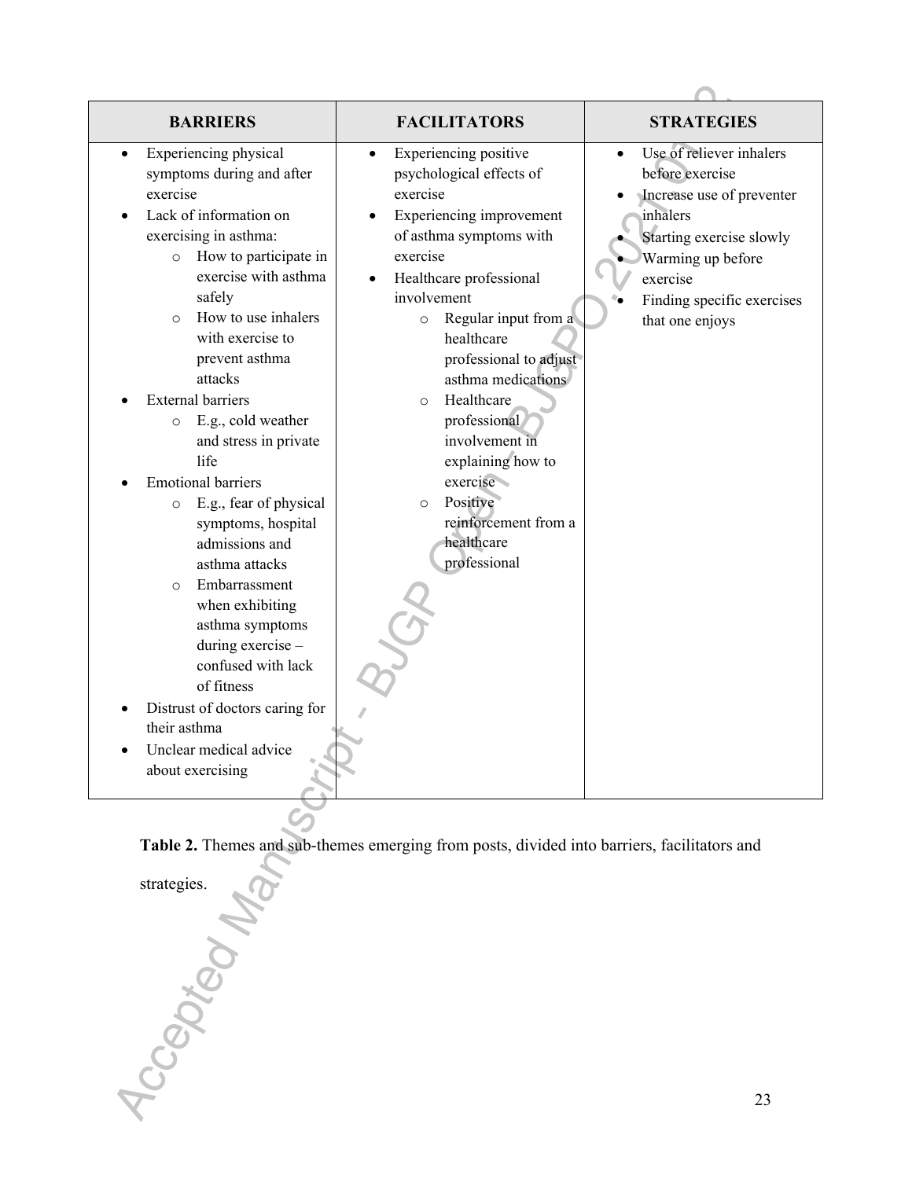| BARRIERS | FACILITATORS | STRATEGIES |
|---|---|---|
| • Experiencing physical symptoms during and after exercise<br>• Lack of information on exercising in asthma:<br>&nbsp;&nbsp;○ How to participate in exercise with asthma safely<br>&nbsp;&nbsp;○ How to use inhalers with exercise to prevent asthma attacks<br>• External barriers<br>&nbsp;&nbsp;○ E.g., cold weather and stress in private life<br>• Emotional barriers<br>&nbsp;&nbsp;○ E.g., fear of physical symptoms, hospital admissions and asthma attacks<br>&nbsp;&nbsp;○ Embarrassment when exhibiting asthma symptoms during exercise – confused with lack of fitness<br>• Distrust of doctors caring for their asthma<br>• Unclear medical advice about exercising | • Experiencing positive psychological effects of exercise<br>• Experiencing improvement of asthma symptoms with exercise<br>• Healthcare professional involvement<br>&nbsp;&nbsp;○ Regular input from a healthcare professional to adjust asthma medications<br>&nbsp;&nbsp;○ Healthcare professional involvement in explaining how to exercise<br>&nbsp;&nbsp;○ Positive reinforcement from a healthcare professional | • Use of reliever inhalers before exercise<br>• Increase use of preventer inhalers<br>• Starting exercise slowly<br>• Warming up before exercise<br>• Finding specific exercises that one enjoys |

**Table 2.** Themes and sub-themes emerging from posts, divided into barriers, facilitators and strategies.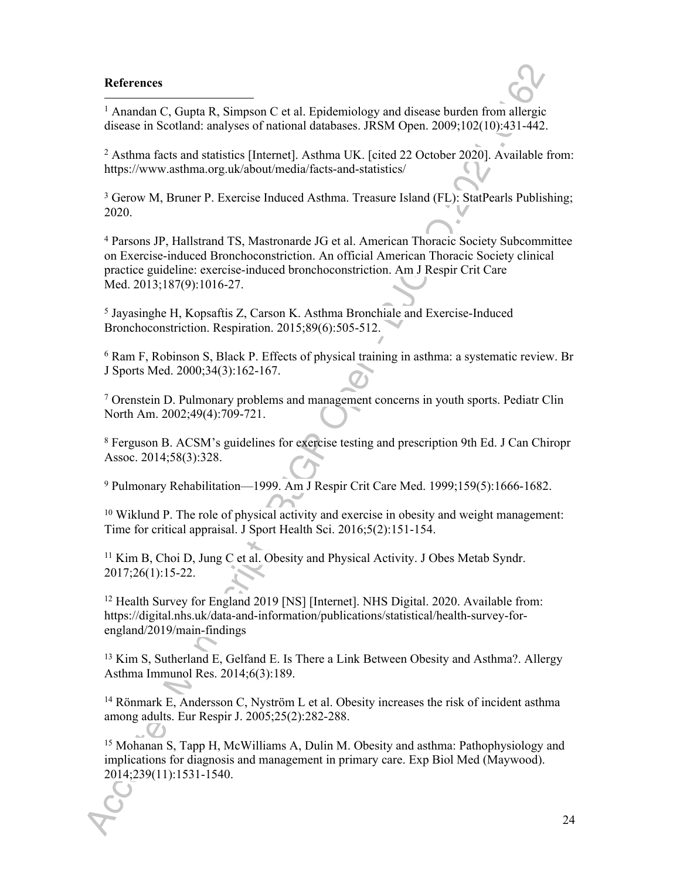**References**

[1] Anandan C, Gupta R, Simpson C et al. Epidemiology and disease burden from allergic disease in Scotland: analyses of national databases. JRSM Open. 2009;102(10):431-442.

[2] Asthma facts and statistics [Internet]. Asthma UK. [cited 22 October 2020]. Available from: https://www.asthma.org.uk/about/media/facts-and-statistics/

[3] Gerow M, Bruner P. Exercise Induced Asthma. Treasure Island (FL): StatPearls Publishing; 2020.

[4] Parsons JP, Hallstrand TS, Mastronarde JG et al. American Thoracic Society Subcommittee on Exercise-induced Bronchoconstriction. An official American Thoracic Society clinical practice guideline: exercise-induced bronchoconstriction. Am J Respir Crit Care Med. 2013;187(9):1016-27.

[5] Jayasinghe H, Kopsaftis Z, Carson K. Asthma Bronchiale and Exercise-Induced Bronchoconstriction. Respiration. 2015;89(6):505-512.

[6] Ram F, Robinson S, Black P. Effects of physical training in asthma: a systematic review. Br J Sports Med. 2000;34(3):162-167.

[7] Orenstein D. Pulmonary problems and management concerns in youth sports. Pediatr Clin North Am. 2002;49(4):709-721.

[8] Ferguson B. ACSM's guidelines for exercise testing and prescription 9th Ed. J Can Chiropr Assoc. 2014;58(3):328.

[9] Pulmonary Rehabilitation—1999. Am J Respir Crit Care Med. 1999;159(5):1666-1682.

[10] Wiklund P. The role of physical activity and exercise in obesity and weight management: Time for critical appraisal. J Sport Health Sci. 2016;5(2):151-154.

[11] Kim B, Choi D, Jung C et al. Obesity and Physical Activity. J Obes Metab Syndr. 2017;26(1):15-22.

[12] Health Survey for England 2019 [NS] [Internet]. NHS Digital. 2020. Available from: https://digital.nhs.uk/data-and-information/publications/statistical/health-survey-for-england/2019/main-findings

[13] Kim S, Sutherland E, Gelfand E. Is There a Link Between Obesity and Asthma?. Allergy Asthma Immunol Res. 2014;6(3):189.

[14] Rönmark E, Andersson C, Nyström L et al. Obesity increases the risk of incident asthma among adults. Eur Respir J. 2005;25(2):282-288.

[15] Mohanan S, Tapp H, McWilliams A, Dulin M. Obesity and asthma: Pathophysiology and implications for diagnosis and management in primary care. Exp Biol Med (Maywood). 2014;239(11):1531-1540.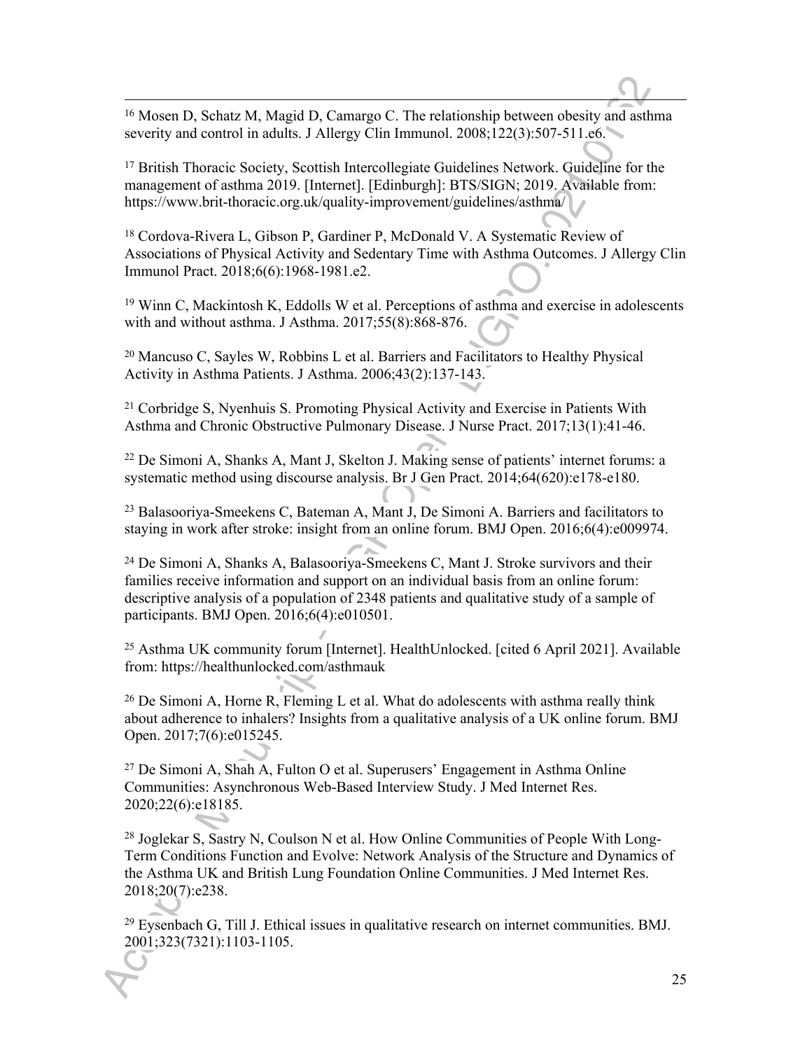[16] Mosen D, Schatz M, Magid D, Camargo C. The relationship between obesity and asthma severity and control in adults. J Allergy Clin Immunol. 2008;122(3):507-511.e6.

[17] British Thoracic Society, Scottish Intercollegiate Guidelines Network. Guideline for the management of asthma 2019. [Internet]. [Edinburgh]: BTS/SIGN; 2019. Available from: https://www.brit-thoracic.org.uk/quality-improvement/guidelines/asthma/

[18] Cordova-Rivera L, Gibson P, Gardiner P, McDonald V. A Systematic Review of Associations of Physical Activity and Sedentary Time with Asthma Outcomes. J Allergy Clin Immunol Pract. 2018;6(6):1968-1981.e2.

[19] Winn C, Mackintosh K, Eddolls W et al. Perceptions of asthma and exercise in adolescents with and without asthma. J Asthma. 2017;55(8):868-876.

[20] Mancuso C, Sayles W, Robbins L et al. Barriers and Facilitators to Healthy Physical Activity in Asthma Patients. J Asthma. 2006;43(2):137-143.

[21] Corbridge S, Nyenhuis S. Promoting Physical Activity and Exercise in Patients With Asthma and Chronic Obstructive Pulmonary Disease. J Nurse Pract. 2017;13(1):41-46.

[22] De Simoni A, Shanks A, Mant J, Skelton J. Making sense of patients' internet forums: a systematic method using discourse analysis. Br J Gen Pract. 2014;64(620):e178-e180.

[23] Balasooriya-Smeekens C, Bateman A, Mant J, De Simoni A. Barriers and facilitators to staying in work after stroke: insight from an online forum. BMJ Open. 2016;6(4):e009974.

[24] De Simoni A, Shanks A, Balasooriya-Smeekens C, Mant J. Stroke survivors and their families receive information and support on an individual basis from an online forum: descriptive analysis of a population of 2348 patients and qualitative study of a sample of participants. BMJ Open. 2016;6(4):e010501.

[25] Asthma UK community forum [Internet]. HealthUnlocked. [cited 6 April 2021]. Available from: https://healthunlocked.com/asthmauk

[26] De Simoni A, Horne R, Fleming L et al. What do adolescents with asthma really think about adherence to inhalers? Insights from a qualitative analysis of a UK online forum. BMJ Open. 2017;7(6):e015245.

[27] De Simoni A, Shah A, Fulton O et al. Superusers' Engagement in Asthma Online Communities: Asynchronous Web-Based Interview Study. J Med Internet Res. 2020;22(6):e18185.

[28] Joglekar S, Sastry N, Coulson N et al. How Online Communities of People With Long-Term Conditions Function and Evolve: Network Analysis of the Structure and Dynamics of the Asthma UK and British Lung Foundation Online Communities. J Med Internet Res. 2018;20(7):e238.

[29] Eysenbach G, Till J. Ethical issues in qualitative research on internet communities. BMJ. 2001;323(7321):1103-1105.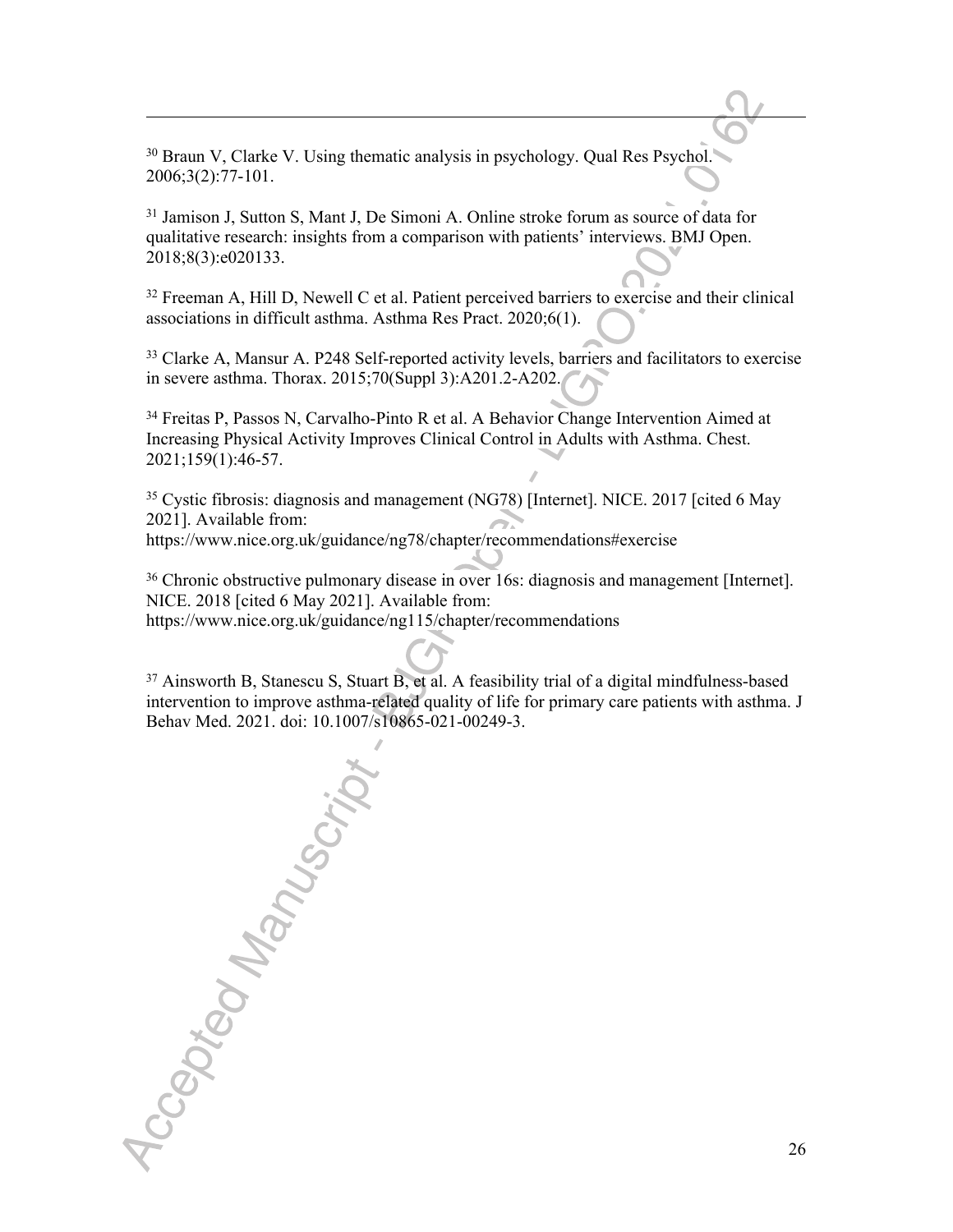[30] Braun V, Clarke V. Using thematic analysis in psychology. Qual Res Psychol. 2006;3(2):77-101.

[31] Jamison J, Sutton S, Mant J, De Simoni A. Online stroke forum as source of data for qualitative research: insights from a comparison with patients' interviews. BMJ Open. 2018;8(3):e020133.

[32] Freeman A, Hill D, Newell C et al. Patient perceived barriers to exercise and their clinical associations in difficult asthma. Asthma Res Pract. 2020;6(1).

[33] Clarke A, Mansur A. P248 Self-reported activity levels, barriers and facilitators to exercise in severe asthma. Thorax. 2015;70(Suppl 3):A201.2-A202.

[34] Freitas P, Passos N, Carvalho-Pinto R et al. A Behavior Change Intervention Aimed at Increasing Physical Activity Improves Clinical Control in Adults with Asthma. Chest. 2021;159(1):46-57.

[35] Cystic fibrosis: diagnosis and management (NG78) [Internet]. NICE. 2017 [cited 6 May 2021]. Available from: https://www.nice.org.uk/guidance/ng78/chapter/recommendations#exercise

[36] Chronic obstructive pulmonary disease in over 16s: diagnosis and management [Internet]. NICE. 2018 [cited 6 May 2021]. Available from: https://www.nice.org.uk/guidance/ng115/chapter/recommendations

[37] Ainsworth B, Stanescu S, Stuart B, et al. A feasibility trial of a digital mindfulness-based intervention to improve asthma-related quality of life for primary care patients with asthma. J Behav Med. 2021. doi: 10.1007/s10865-021-00249-3.